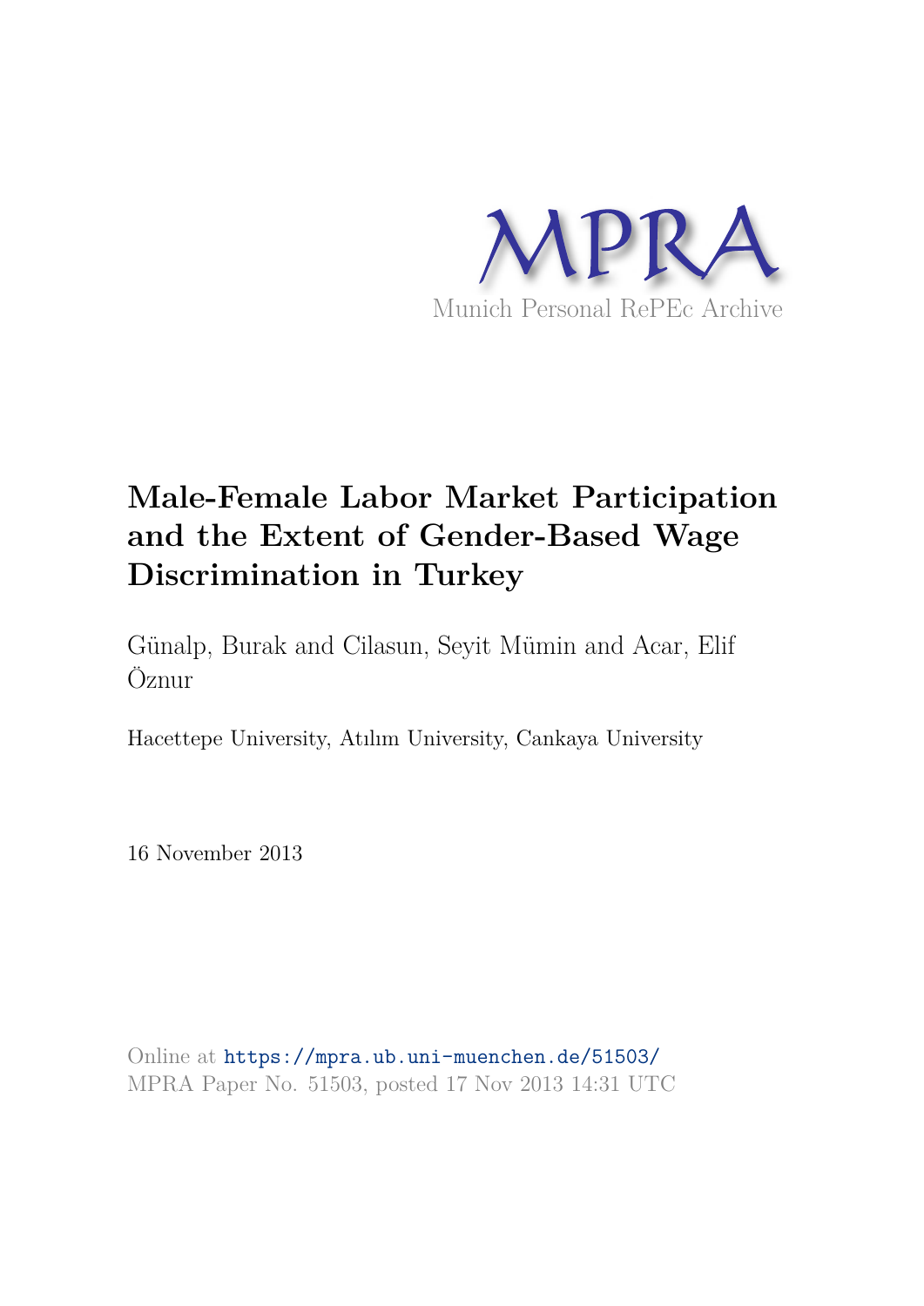MPRA

Munich Personal RePEc Archive

# Male-Female Labor Market Participation and the Extent of Gender-Based Wage Discrimination in Turkey

Günalp, Burak and Cilasun, Seyit Mümin and Acar, Elif Öznur

Hacettepe University, Atılım University, Cankaya University

16 November 2013

Online at https://mpra.ub.uni-muenchen.de/51503/
MPRA Paper No. 51503, posted 17 Nov 2013 14:31 UTC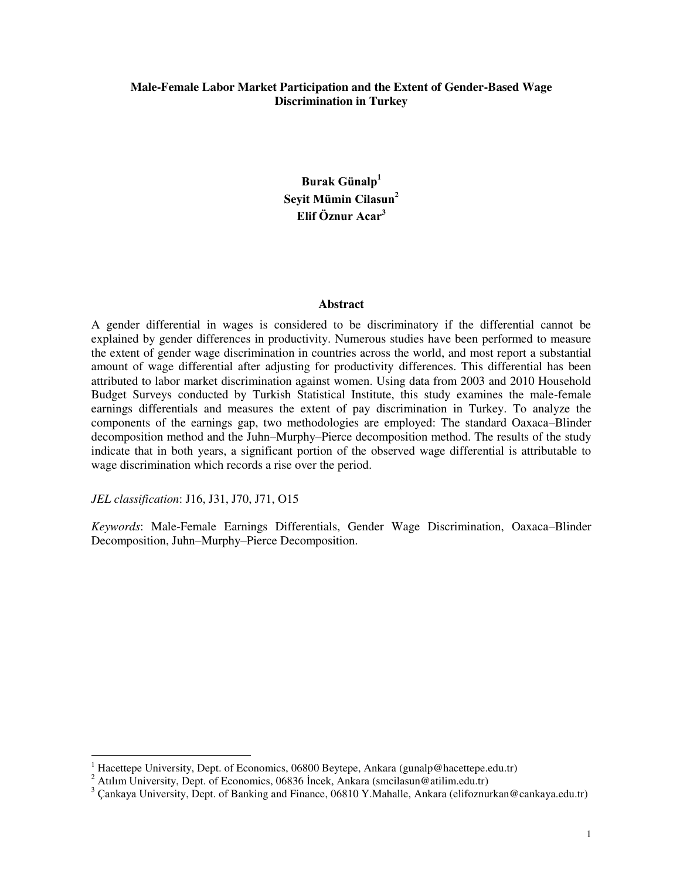**Male-Female Labor Market Participation and the Extent of Gender-Based Wage Discrimination in Turkey**

**Burak Günalp[1]**
**Seyit Mümin Cilasun[2]**
**Elif Öznur Acar[3]**

**Abstract**

A gender differential in wages is considered to be discriminatory if the differential cannot be explained by gender differences in productivity. Numerous studies have been performed to measure the extent of gender wage discrimination in countries across the world, and most report a substantial amount of wage differential after adjusting for productivity differences. This differential has been attributed to labor market discrimination against women. Using data from 2003 and 2010 Household Budget Surveys conducted by Turkish Statistical Institute, this study examines the male-female earnings differentials and measures the extent of pay discrimination in Turkey. To analyze the components of the earnings gap, two methodologies are employed: The standard Oaxaca–Blinder decomposition method and the Juhn–Murphy–Pierce decomposition method. The results of the study indicate that in both years, a significant portion of the observed wage differential is attributable to wage discrimination which records a rise over the period.

*JEL classification*: J16, J31, J70, J71, O15

*Keywords*: Male-Female Earnings Differentials, Gender Wage Discrimination, Oaxaca–Blinder Decomposition, Juhn–Murphy–Pierce Decomposition.

---

[1] Hacettepe University, Dept. of Economics, 06800 Beytepe, Ankara (gunalp@hacettepe.edu.tr)
[2] Atılım University, Dept. of Economics, 06836 İncek, Ankara (smcilasun@atilim.edu.tr)
[3] Çankaya University, Dept. of Banking and Finance, 06810 Y.Mahalle, Ankara (elifoznurkan@cankaya.edu.tr)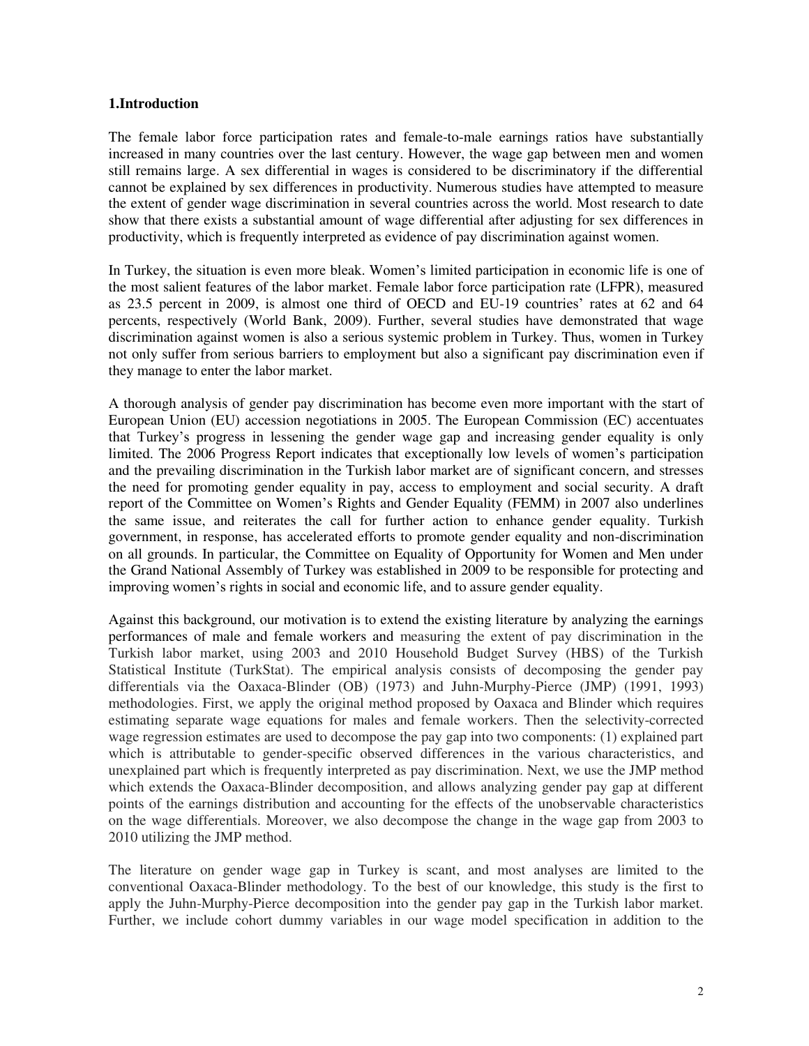## 1.Introduction

The female labor force participation rates and female-to-male earnings ratios have substantially increased in many countries over the last century. However, the wage gap between men and women still remains large. A sex differential in wages is considered to be discriminatory if the differential cannot be explained by sex differences in productivity. Numerous studies have attempted to measure the extent of gender wage discrimination in several countries across the world. Most research to date show that there exists a substantial amount of wage differential after adjusting for sex differences in productivity, which is frequently interpreted as evidence of pay discrimination against women.

In Turkey, the situation is even more bleak. Women's limited participation in economic life is one of the most salient features of the labor market. Female labor force participation rate (LFPR), measured as 23.5 percent in 2009, is almost one third of OECD and EU-19 countries' rates at 62 and 64 percents, respectively (World Bank, 2009). Further, several studies have demonstrated that wage discrimination against women is also a serious systemic problem in Turkey. Thus, women in Turkey not only suffer from serious barriers to employment but also a significant pay discrimination even if they manage to enter the labor market.

A thorough analysis of gender pay discrimination has become even more important with the start of European Union (EU) accession negotiations in 2005. The European Commission (EC) accentuates that Turkey's progress in lessening the gender wage gap and increasing gender equality is only limited. The 2006 Progress Report indicates that exceptionally low levels of women's participation and the prevailing discrimination in the Turkish labor market are of significant concern, and stresses the need for promoting gender equality in pay, access to employment and social security. A draft report of the Committee on Women's Rights and Gender Equality (FEMM) in 2007 also underlines the same issue, and reiterates the call for further action to enhance gender equality. Turkish government, in response, has accelerated efforts to promote gender equality and non-discrimination on all grounds. In particular, the Committee on Equality of Opportunity for Women and Men under the Grand National Assembly of Turkey was established in 2009 to be responsible for protecting and improving women's rights in social and economic life, and to assure gender equality.

Against this background, our motivation is to extend the existing literature by analyzing the earnings performances of male and female workers and measuring the extent of pay discrimination in the Turkish labor market, using 2003 and 2010 Household Budget Survey (HBS) of the Turkish Statistical Institute (TurkStat). The empirical analysis consists of decomposing the gender pay differentials via the Oaxaca-Blinder (OB) (1973) and Juhn-Murphy-Pierce (JMP) (1991, 1993) methodologies. First, we apply the original method proposed by Oaxaca and Blinder which requires estimating separate wage equations for males and female workers. Then the selectivity-corrected wage regression estimates are used to decompose the pay gap into two components: (1) explained part which is attributable to gender-specific observed differences in the various characteristics, and unexplained part which is frequently interpreted as pay discrimination. Next, we use the JMP method which extends the Oaxaca-Blinder decomposition, and allows analyzing gender pay gap at different points of the earnings distribution and accounting for the effects of the unobservable characteristics on the wage differentials. Moreover, we also decompose the change in the wage gap from 2003 to 2010 utilizing the JMP method.

The literature on gender wage gap in Turkey is scant, and most analyses are limited to the conventional Oaxaca-Blinder methodology. To the best of our knowledge, this study is the first to apply the Juhn-Murphy-Pierce decomposition into the gender pay gap in the Turkish labor market. Further, we include cohort dummy variables in our wage model specification in addition to the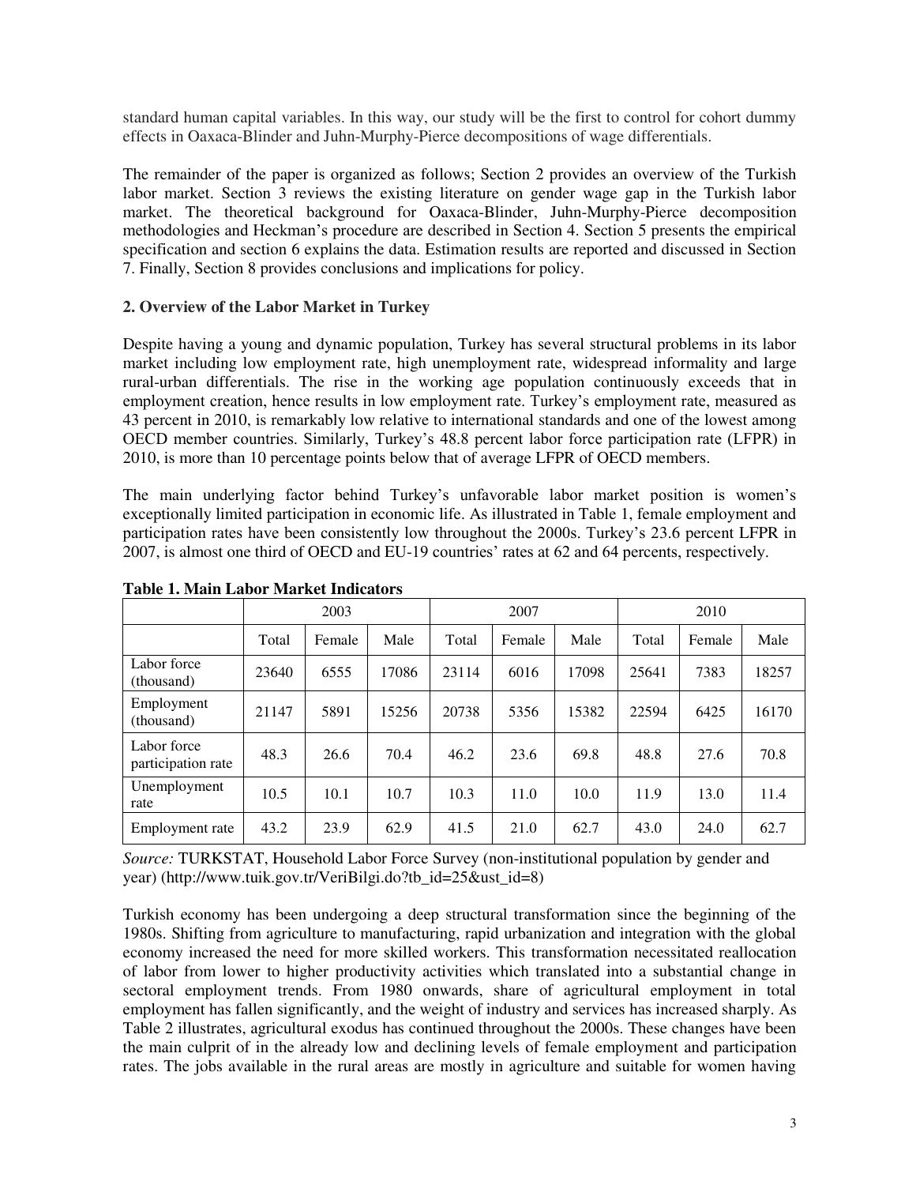standard human capital variables. In this way, our study will be the first to control for cohort dummy effects in Oaxaca-Blinder and Juhn-Murphy-Pierce decompositions of wage differentials.

The remainder of the paper is organized as follows; Section 2 provides an overview of the Turkish labor market. Section 3 reviews the existing literature on gender wage gap in the Turkish labor market. The theoretical background for Oaxaca-Blinder, Juhn-Murphy-Pierce decomposition methodologies and Heckman's procedure are described in Section 4. Section 5 presents the empirical specification and section 6 explains the data. Estimation results are reported and discussed in Section 7. Finally, Section 8 provides conclusions and implications for policy.

## 2. Overview of the Labor Market in Turkey

Despite having a young and dynamic population, Turkey has several structural problems in its labor market including low employment rate, high unemployment rate, widespread informality and large rural-urban differentials. The rise in the working age population continuously exceeds that in employment creation, hence results in low employment rate. Turkey's employment rate, measured as 43 percent in 2010, is remarkably low relative to international standards and one of the lowest among OECD member countries. Similarly, Turkey's 48.8 percent labor force participation rate (LFPR) in 2010, is more than 10 percentage points below that of average LFPR of OECD members.

The main underlying factor behind Turkey's unfavorable labor market position is women's exceptionally limited participation in economic life. As illustrated in Table 1, female employment and participation rates have been consistently low throughout the 2000s. Turkey's 23.6 percent LFPR in 2007, is almost one third of OECD and EU-19 countries' rates at 62 and 64 percents, respectively.

**Table 1. Main Labor Market Indicators**

| | 2003 | | | 2007 | | | 2010 | | |
|---|---|---|---|---|---|---|---|---|---|
| | Total | Female | Male | Total | Female | Male | Total | Female | Male |
| Labor force (thousand) | 23640 | 6555 | 17086 | 23114 | 6016 | 17098 | 25641 | 7383 | 18257 |
| Employment (thousand) | 21147 | 5891 | 15256 | 20738 | 5356 | 15382 | 22594 | 6425 | 16170 |
| Labor force participation rate | 48.3 | 26.6 | 70.4 | 46.2 | 23.6 | 69.8 | 48.8 | 27.6 | 70.8 |
| Unemployment rate | 10.5 | 10.1 | 10.7 | 10.3 | 11.0 | 10.0 | 11.9 | 13.0 | 11.4 |
| Employment rate | 43.2 | 23.9 | 62.9 | 41.5 | 21.0 | 62.7 | 43.0 | 24.0 | 62.7 |

*Source:* TURKSTAT, Household Labor Force Survey (non-institutional population by gender and year) (http://www.tuik.gov.tr/VeriBilgi.do?tb_id=25&ust_id=8)

Turkish economy has been undergoing a deep structural transformation since the beginning of the 1980s. Shifting from agriculture to manufacturing, rapid urbanization and integration with the global economy increased the need for more skilled workers. This transformation necessitated reallocation of labor from lower to higher productivity activities which translated into a substantial change in sectoral employment trends. From 1980 onwards, share of agricultural employment in total employment has fallen significantly, and the weight of industry and services has increased sharply. As Table 2 illustrates, agricultural exodus has continued throughout the 2000s. These changes have been the main culprit of in the already low and declining levels of female employment and participation rates. The jobs available in the rural areas are mostly in agriculture and suitable for women having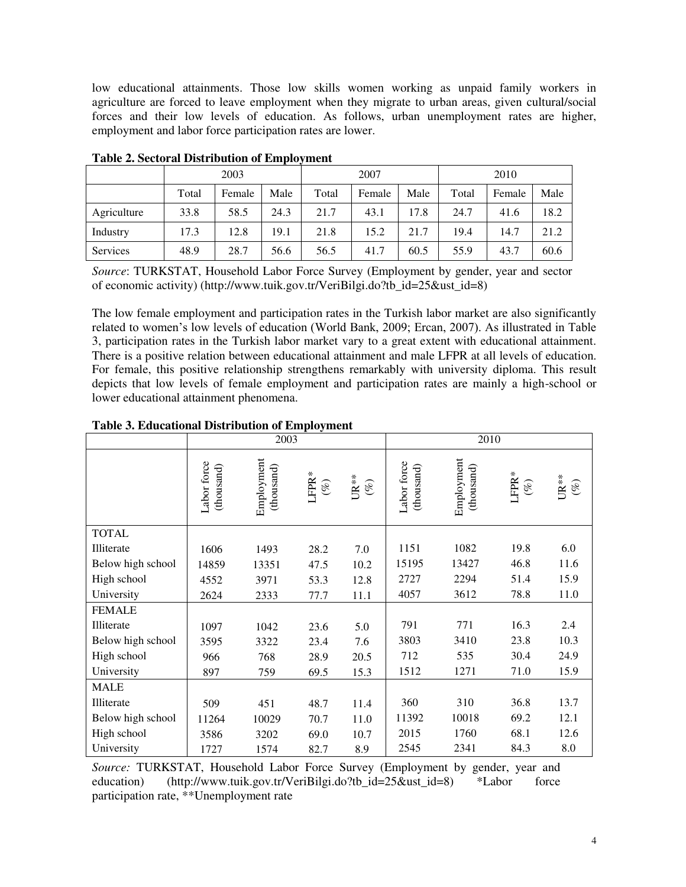low educational attainments. Those low skills women working as unpaid family workers in agriculture are forced to leave employment when they migrate to urban areas, given cultural/social forces and their low levels of education. As follows, urban unemployment rates are higher, employment and labor force participation rates are lower.

**Table 2. Sectoral Distribution of Employment**

| | 2003 | | | 2007 | | | 2010 | | |
|---|---|---|---|---|---|---|---|---|---|
| | Total | Female | Male | Total | Female | Male | Total | Female | Male |
| Agriculture | 33.8 | 58.5 | 24.3 | 21.7 | 43.1 | 17.8 | 24.7 | 41.6 | 18.2 |
| Industry | 17.3 | 12.8 | 19.1 | 21.8 | 15.2 | 21.7 | 19.4 | 14.7 | 21.2 |
| Services | 48.9 | 28.7 | 56.6 | 56.5 | 41.7 | 60.5 | 55.9 | 43.7 | 60.6 |

*Source*: TURKSTAT, Household Labor Force Survey (Employment by gender, year and sector of economic activity) (http://www.tuik.gov.tr/VeriBilgi.do?tb_id=25&ust_id=8)

The low female employment and participation rates in the Turkish labor market are also significantly related to women's low levels of education (World Bank, 2009; Ercan, 2007). As illustrated in Table 3, participation rates in the Turkish labor market vary to a great extent with educational attainment. There is a positive relation between educational attainment and male LFPR at all levels of education. For female, this positive relationship strengthens remarkably with university diploma. This result depicts that low levels of female employment and participation rates are mainly a high-school or lower educational attainment phenomena.

**Table 3. Educational Distribution of Employment**

| | 2003 | | | | 2010 | | | |
|---|---|---|---|---|---|---|---|---|
| | Labor force (thousand) | Employment (thousand) | LFPR* (%) | UR** (%) | Labor force (thousand) | Employment (thousand) | LFPR* (%) | UR** (%) |
| TOTAL | | | | | | | | |
| Illiterate | 1606 | 1493 | 28.2 | 7.0 | 1151 | 1082 | 19.8 | 6.0 |
| Below high school | 14859 | 13351 | 47.5 | 10.2 | 15195 | 13427 | 46.8 | 11.6 |
| High school | 4552 | 3971 | 53.3 | 12.8 | 2727 | 2294 | 51.4 | 15.9 |
| University | 2624 | 2333 | 77.7 | 11.1 | 4057 | 3612 | 78.8 | 11.0 |
| FEMALE | | | | | | | | |
| Illiterate | 1097 | 1042 | 23.6 | 5.0 | 791 | 771 | 16.3 | 2.4 |
| Below high school | 3595 | 3322 | 23.4 | 7.6 | 3803 | 3410 | 23.8 | 10.3 |
| High school | 966 | 768 | 28.9 | 20.5 | 712 | 535 | 30.4 | 24.9 |
| University | 897 | 759 | 69.5 | 15.3 | 1512 | 1271 | 71.0 | 15.9 |
| MALE | | | | | | | | |
| Illiterate | 509 | 451 | 48.7 | 11.4 | 360 | 310 | 36.8 | 13.7 |
| Below high school | 11264 | 10029 | 70.7 | 11.0 | 11392 | 10018 | 69.2 | 12.1 |
| High school | 3586 | 3202 | 69.0 | 10.7 | 2015 | 1760 | 68.1 | 12.6 |
| University | 1727 | 1574 | 82.7 | 8.9 | 2545 | 2341 | 84.3 | 8.0 |

*Source:* TURKSTAT, Household Labor Force Survey (Employment by gender, year and education) (http://www.tuik.gov.tr/VeriBilgi.do?tb_id=25&ust_id=8) *Labor force participation rate, **Unemployment rate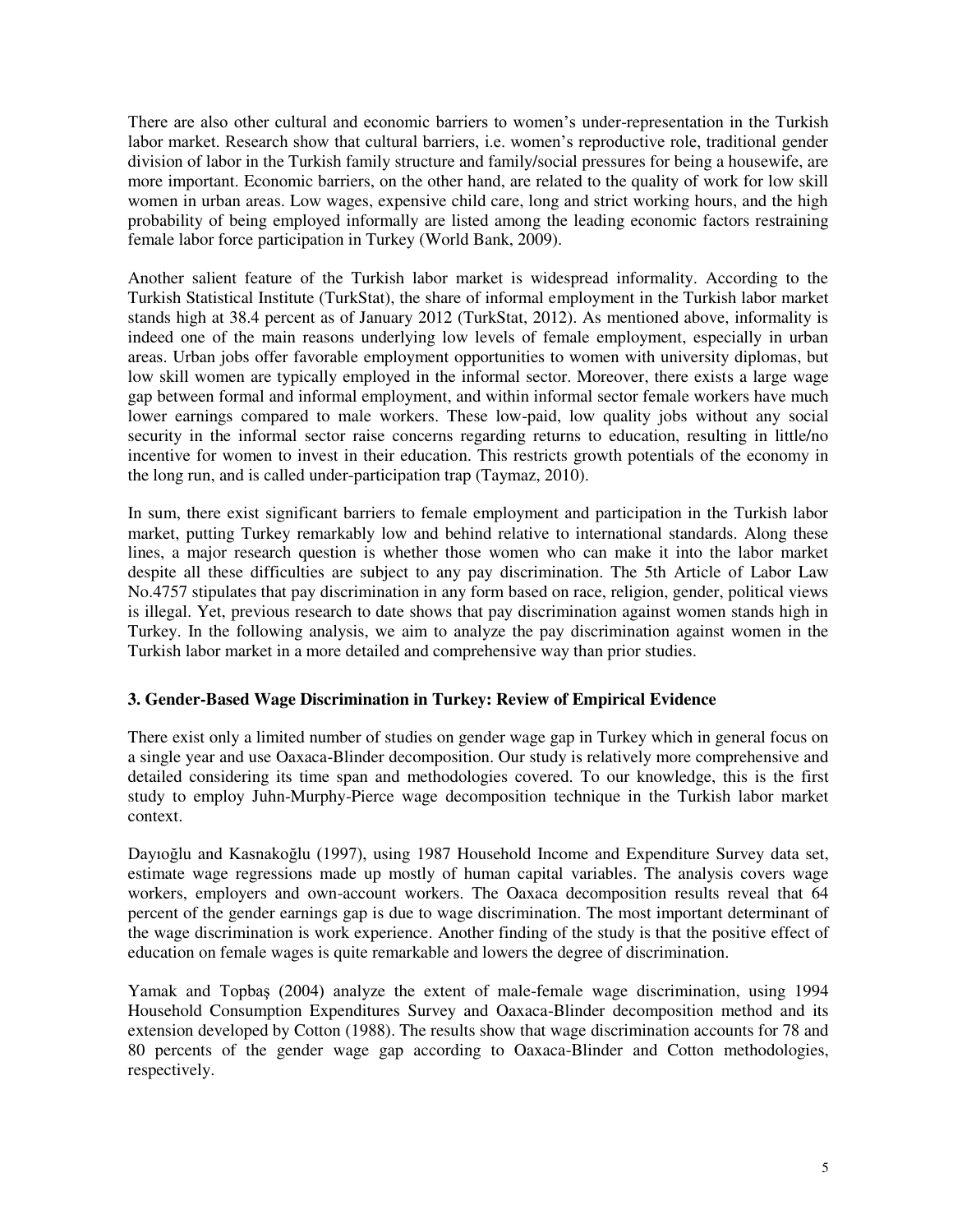There are also other cultural and economic barriers to women's under-representation in the Turkish labor market. Research show that cultural barriers, i.e. women's reproductive role, traditional gender division of labor in the Turkish family structure and family/social pressures for being a housewife, are more important. Economic barriers, on the other hand, are related to the quality of work for low skill women in urban areas. Low wages, expensive child care, long and strict working hours, and the high probability of being employed informally are listed among the leading economic factors restraining female labor force participation in Turkey (World Bank, 2009).

Another salient feature of the Turkish labor market is widespread informality. According to the Turkish Statistical Institute (TurkStat), the share of informal employment in the Turkish labor market stands high at 38.4 percent as of January 2012 (TurkStat, 2012). As mentioned above, informality is indeed one of the main reasons underlying low levels of female employment, especially in urban areas. Urban jobs offer favorable employment opportunities to women with university diplomas, but low skill women are typically employed in the informal sector. Moreover, there exists a large wage gap between formal and informal employment, and within informal sector female workers have much lower earnings compared to male workers. These low-paid, low quality jobs without any social security in the informal sector raise concerns regarding returns to education, resulting in little/no incentive for women to invest in their education. This restricts growth potentials of the economy in the long run, and is called under-participation trap (Taymaz, 2010).

In sum, there exist significant barriers to female employment and participation in the Turkish labor market, putting Turkey remarkably low and behind relative to international standards. Along these lines, a major research question is whether those women who can make it into the labor market despite all these difficulties are subject to any pay discrimination. The 5th Article of Labor Law No.4757 stipulates that pay discrimination in any form based on race, religion, gender, political views is illegal. Yet, previous research to date shows that pay discrimination against women stands high in Turkey. In the following analysis, we aim to analyze the pay discrimination against women in the Turkish labor market in a more detailed and comprehensive way than prior studies.

## 3. Gender-Based Wage Discrimination in Turkey: Review of Empirical Evidence

There exist only a limited number of studies on gender wage gap in Turkey which in general focus on a single year and use Oaxaca-Blinder decomposition. Our study is relatively more comprehensive and detailed considering its time span and methodologies covered. To our knowledge, this is the first study to employ Juhn-Murphy-Pierce wage decomposition technique in the Turkish labor market context.

Dayıoğlu and Kasnakoğlu (1997), using 1987 Household Income and Expenditure Survey data set, estimate wage regressions made up mostly of human capital variables. The analysis covers wage workers, employers and own-account workers. The Oaxaca decomposition results reveal that 64 percent of the gender earnings gap is due to wage discrimination. The most important determinant of the wage discrimination is work experience. Another finding of the study is that the positive effect of education on female wages is quite remarkable and lowers the degree of discrimination.

Yamak and Topbaş (2004) analyze the extent of male-female wage discrimination, using 1994 Household Consumption Expenditures Survey and Oaxaca-Blinder decomposition method and its extension developed by Cotton (1988). The results show that wage discrimination accounts for 78 and 80 percents of the gender wage gap according to Oaxaca-Blinder and Cotton methodologies, respectively.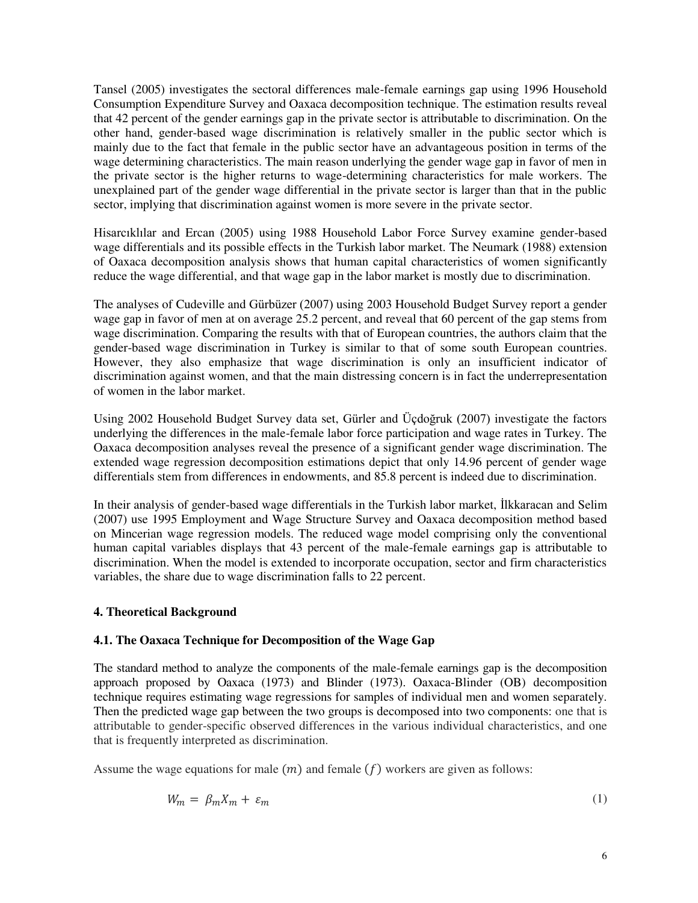Tansel (2005) investigates the sectoral differences male-female earnings gap using 1996 Household Consumption Expenditure Survey and Oaxaca decomposition technique. The estimation results reveal that 42 percent of the gender earnings gap in the private sector is attributable to discrimination. On the other hand, gender-based wage discrimination is relatively smaller in the public sector which is mainly due to the fact that female in the public sector have an advantageous position in terms of the wage determining characteristics. The main reason underlying the gender wage gap in favor of men in the private sector is the higher returns to wage-determining characteristics for male workers. The unexplained part of the gender wage differential in the private sector is larger than that in the public sector, implying that discrimination against women is more severe in the private sector.

Hisarcıklılar and Ercan (2005) using 1988 Household Labor Force Survey examine gender-based wage differentials and its possible effects in the Turkish labor market. The Neumark (1988) extension of Oaxaca decomposition analysis shows that human capital characteristics of women significantly reduce the wage differential, and that wage gap in the labor market is mostly due to discrimination.

The analyses of Cudeville and Gürbüzer (2007) using 2003 Household Budget Survey report a gender wage gap in favor of men at on average 25.2 percent, and reveal that 60 percent of the gap stems from wage discrimination. Comparing the results with that of European countries, the authors claim that the gender-based wage discrimination in Turkey is similar to that of some south European countries. However, they also emphasize that wage discrimination is only an insufficient indicator of discrimination against women, and that the main distressing concern is in fact the underrepresentation of women in the labor market.

Using 2002 Household Budget Survey data set, Gürler and Üçdoğruk (2007) investigate the factors underlying the differences in the male-female labor force participation and wage rates in Turkey. The Oaxaca decomposition analyses reveal the presence of a significant gender wage discrimination. The extended wage regression decomposition estimations depict that only 14.96 percent of gender wage differentials stem from differences in endowments, and 85.8 percent is indeed due to discrimination.

In their analysis of gender-based wage differentials in the Turkish labor market, İlkkaracan and Selim (2007) use 1995 Employment and Wage Structure Survey and Oaxaca decomposition method based on Mincerian wage regression models. The reduced wage model comprising only the conventional human capital variables displays that 43 percent of the male-female earnings gap is attributable to discrimination. When the model is extended to incorporate occupation, sector and firm characteristics variables, the share due to wage discrimination falls to 22 percent.

### 4. Theoretical Background

### 4.1. The Oaxaca Technique for Decomposition of the Wage Gap

The standard method to analyze the components of the male-female earnings gap is the decomposition approach proposed by Oaxaca (1973) and Blinder (1973). Oaxaca-Blinder (OB) decomposition technique requires estimating wage regressions for samples of individual men and women separately. Then the predicted wage gap between the two groups is decomposed into two components: one that is attributable to gender-specific observed differences in the various individual characteristics, and one that is frequently interpreted as discrimination.

Assume the wage equations for male ($m$) and female ($f$) workers are given as follows:

$$W_m = \beta_m X_m + \varepsilon_m \tag{1}$$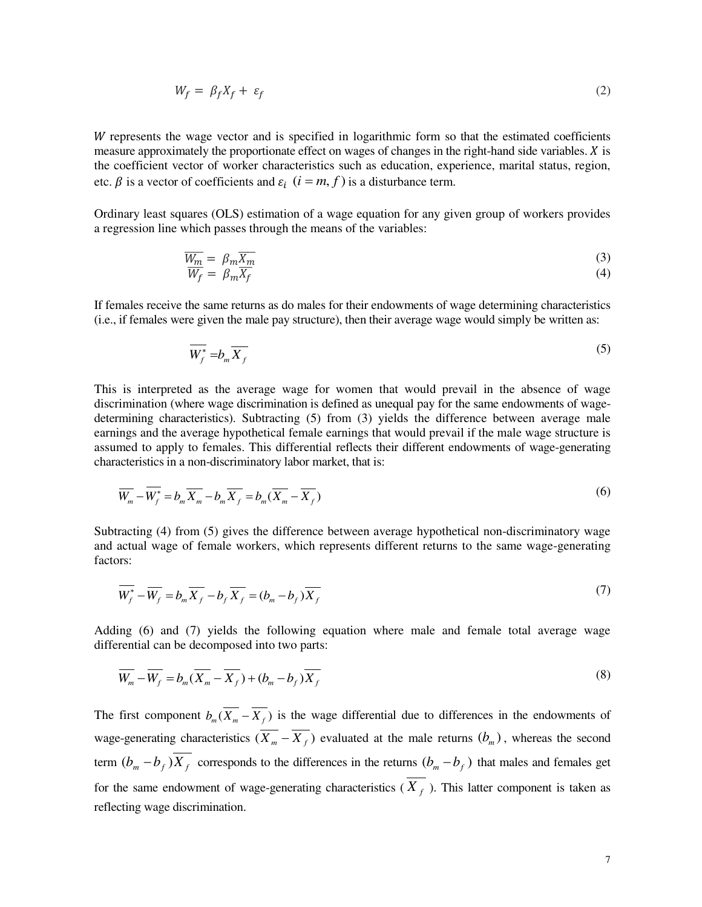$$W_f = \beta_f X_f + \varepsilon_f \tag{2}$$

$W$ represents the wage vector and is specified in logarithmic form so that the estimated coefficients measure approximately the proportionate effect on wages of changes in the right-hand side variables. $X$ is the coefficient vector of worker characteristics such as education, experience, marital status, region, etc. $\beta$ is a vector of coefficients and $\varepsilon_i$ $(i = m, f)$ is a disturbance term.

Ordinary least squares (OLS) estimation of a wage equation for any given group of workers provides a regression line which passes through the means of the variables:

$$\overline{W_m} = \beta_m \overline{X_m} \tag{3}$$

$$\overline{W_f} = \beta_m \overline{X_f} \tag{4}$$

If females receive the same returns as do males for their endowments of wage determining characteristics (i.e., if females were given the male pay structure), then their average wage would simply be written as:

$$\overline{W_f^*} = b_m \overline{X_f} \tag{5}$$

This is interpreted as the average wage for women that would prevail in the absence of wage discrimination (where wage discrimination is defined as unequal pay for the same endowments of wage-determining characteristics). Subtracting (5) from (3) yields the difference between average male earnings and the average hypothetical female earnings that would prevail if the male wage structure is assumed to apply to females. This differential reflects their different endowments of wage-generating characteristics in a non-discriminatory labor market, that is:

$$\overline{W_m} - \overline{W_f^*} = b_m \overline{X_m} - b_m \overline{X_f} = b_m(\overline{X_m} - \overline{X_f}) \tag{6}$$

Subtracting (4) from (5) gives the difference between average hypothetical non-discriminatory wage and actual wage of female workers, which represents different returns to the same wage-generating factors:

$$\overline{W_f^*} - \overline{W_f} = b_m \overline{X_f} - b_f \overline{X_f} = (b_m - b_f)\overline{X_f} \tag{7}$$

Adding (6) and (7) yields the following equation where male and female total average wage differential can be decomposed into two parts:

$$\overline{W_m} - \overline{W_f} = b_m(\overline{X_m} - \overline{X_f}) + (b_m - b_f)\overline{X_f} \tag{8}$$

The first component $b_m(\overline{X_m} - \overline{X_f})$ is the wage differential due to differences in the endowments of wage-generating characteristics $(\overline{X_m} - \overline{X_f})$ evaluated at the male returns $(b_m)$, whereas the second term $(b_m - b_f)\overline{X_f}$ corresponds to the differences in the returns $(b_m - b_f)$ that males and females get for the same endowment of wage-generating characteristics ($\overline{X_f}$). This latter component is taken as reflecting wage discrimination.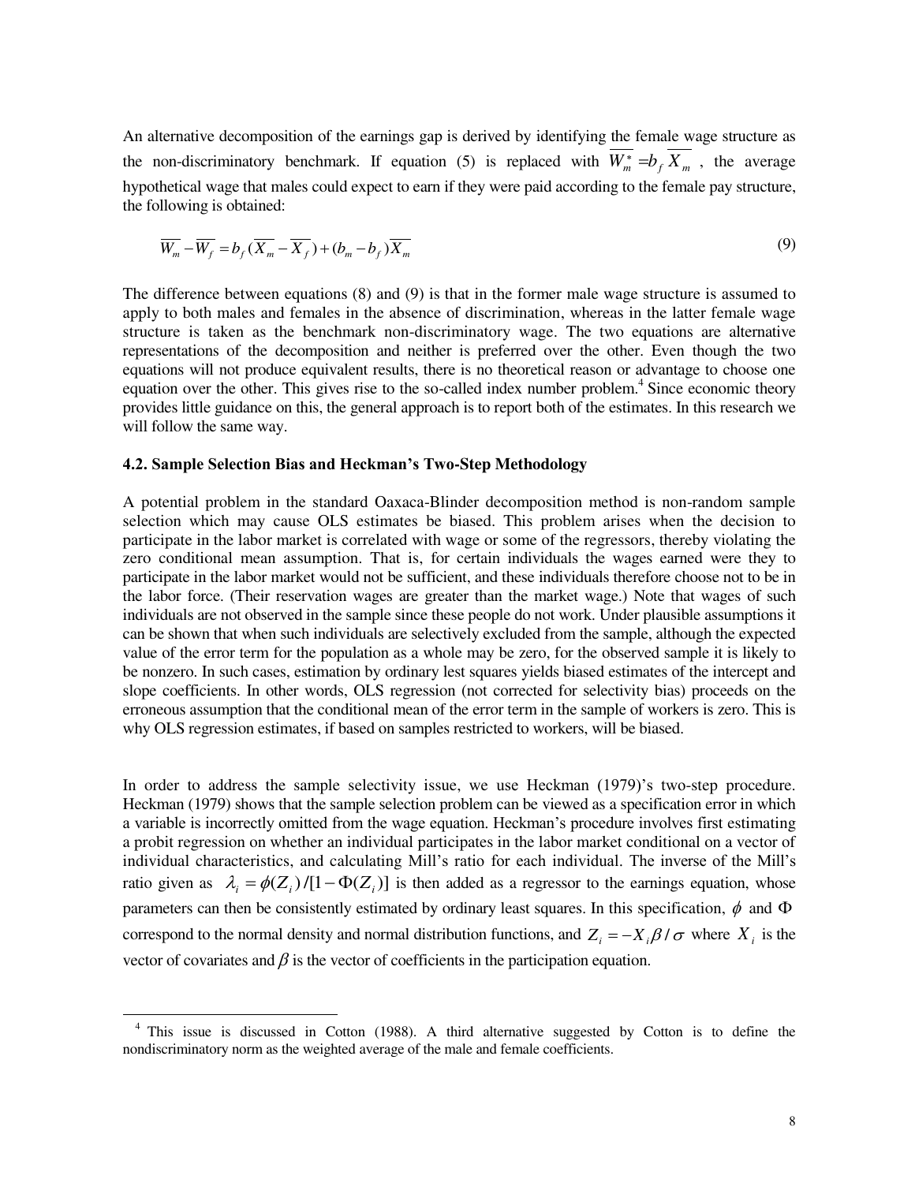An alternative decomposition of the earnings gap is derived by identifying the female wage structure as the non-discriminatory benchmark. If equation (5) is replaced with $\overline{W_m^*} = b_f \overline{X_m}$, the average hypothetical wage that males could expect to earn if they were paid according to the female pay structure, the following is obtained:

$$\overline{W_m} - \overline{W_f} = b_f(\overline{X_m} - \overline{X_f}) + (b_m - b_f)\overline{X_m} \tag{9}$$

The difference between equations (8) and (9) is that in the former male wage structure is assumed to apply to both males and females in the absence of discrimination, whereas in the latter female wage structure is taken as the benchmark non-discriminatory wage. The two equations are alternative representations of the decomposition and neither is preferred over the other. Even though the two equations will not produce equivalent results, there is no theoretical reason or advantage to choose one equation over the other. This gives rise to the so-called index number problem.[4] Since economic theory provides little guidance on this, the general approach is to report both of the estimates. In this research we will follow the same way.

### 4.2. Sample Selection Bias and Heckman's Two-Step Methodology

A potential problem in the standard Oaxaca-Blinder decomposition method is non-random sample selection which may cause OLS estimates be biased. This problem arises when the decision to participate in the labor market is correlated with wage or some of the regressors, thereby violating the zero conditional mean assumption. That is, for certain individuals the wages earned were they to participate in the labor market would not be sufficient, and these individuals therefore choose not to be in the labor force. (Their reservation wages are greater than the market wage.) Note that wages of such individuals are not observed in the sample since these people do not work. Under plausible assumptions it can be shown that when such individuals are selectively excluded from the sample, although the expected value of the error term for the population as a whole may be zero, for the observed sample it is likely to be nonzero. In such cases, estimation by ordinary lest squares yields biased estimates of the intercept and slope coefficients. In other words, OLS regression (not corrected for selectivity bias) proceeds on the erroneous assumption that the conditional mean of the error term in the sample of workers is zero. This is why OLS regression estimates, if based on samples restricted to workers, will be biased.

In order to address the sample selectivity issue, we use Heckman (1979)'s two-step procedure. Heckman (1979) shows that the sample selection problem can be viewed as a specification error in which a variable is incorrectly omitted from the wage equation. Heckman's procedure involves first estimating a probit regression on whether an individual participates in the labor market conditional on a vector of individual characteristics, and calculating Mill's ratio for each individual. The inverse of the Mill's ratio given as $\lambda_i = \phi(Z_i)/[1-\Phi(Z_i)]$ is then added as a regressor to the earnings equation, whose parameters can then be consistently estimated by ordinary least squares. In this specification, $\phi$ and $\Phi$ correspond to the normal density and normal distribution functions, and $Z_i = -X_i\beta/\sigma$ where $X_i$ is the vector of covariates and $\beta$ is the vector of coefficients in the participation equation.

---

[4] This issue is discussed in Cotton (1988). A third alternative suggested by Cotton is to define the nondiscriminatory norm as the weighted average of the male and female coefficients.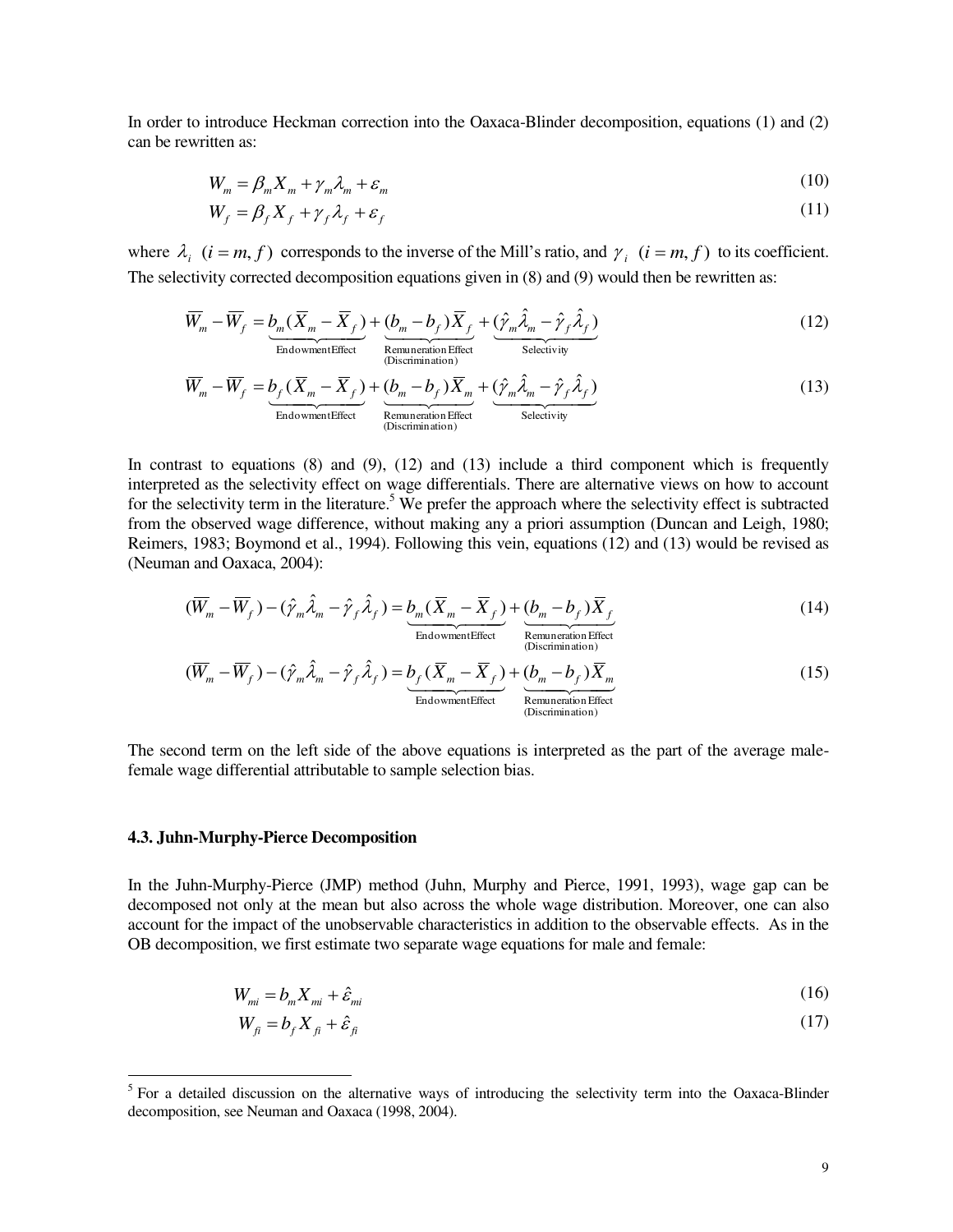In order to introduce Heckman correction into the Oaxaca-Blinder decomposition, equations (1) and (2) can be rewritten as:

$$W_m = \beta_m X_m + \gamma_m \lambda_m + \varepsilon_m \tag{10}$$

$$W_f = \beta_f X_f + \gamma_f \lambda_f + \varepsilon_f \tag{11}$$

where $\lambda_i \;\; (i = m, f)$ corresponds to the inverse of the Mill's ratio, and $\gamma_i \;\; (i = m, f)$ to its coefficient. The selectivity corrected decomposition equations given in (8) and (9) would then be rewritten as:

$$\overline{W}_m - \overline{W}_f = \underbrace{b_m(\overline{X}_m - \overline{X}_f)}_{\text{Endowment Effect}} + \underbrace{(b_m - b_f)\overline{X}_f}_{\substack{\text{Remuneration Effect} \\ \text{(Discrimination)}}} + \underbrace{(\hat{\gamma}_m \hat{\lambda}_m - \hat{\gamma}_f \hat{\lambda}_f)}_{\text{Selectivity}} \tag{12}$$

$$\overline{W}_m - \overline{W}_f = \underbrace{b_f(\overline{X}_m - \overline{X}_f)}_{\text{Endowment Effect}} + \underbrace{(b_m - b_f)\overline{X}_m}_{\substack{\text{Remuneration Effect} \\ \text{(Discrimination)}}} + \underbrace{(\hat{\gamma}_m \hat{\lambda}_m - \hat{\gamma}_f \hat{\lambda}_f)}_{\text{Selectivity}} \tag{13}$$

In contrast to equations (8) and (9), (12) and (13) include a third component which is frequently interpreted as the selectivity effect on wage differentials. There are alternative views on how to account for the selectivity term in the literature.[5] We prefer the approach where the selectivity effect is subtracted from the observed wage difference, without making any a priori assumption (Duncan and Leigh, 1980; Reimers, 1983; Boymond et al., 1994). Following this vein, equations (12) and (13) would be revised as (Neuman and Oaxaca, 2004):

$$(\overline{W}_m - \overline{W}_f) - (\hat{\gamma}_m \hat{\lambda}_m - \hat{\gamma}_f \hat{\lambda}_f) = \underbrace{b_m(\overline{X}_m - \overline{X}_f)}_{\text{Endowment Effect}} + \underbrace{(b_m - b_f)\overline{X}_f}_{\substack{\text{Remuneration Effect} \\ \text{(Discrimination)}}} \tag{14}$$

$$(\overline{W}_m - \overline{W}_f) - (\hat{\gamma}_m \hat{\lambda}_m - \hat{\gamma}_f \hat{\lambda}_f) = \underbrace{b_f(\overline{X}_m - \overline{X}_f)}_{\text{Endowment Effect}} + \underbrace{(b_m - b_f)\overline{X}_m}_{\substack{\text{Remuneration Effect} \\ \text{(Discrimination)}}} \tag{15}$$

The second term on the left side of the above equations is interpreted as the part of the average male-female wage differential attributable to sample selection bias.

### 4.3. Juhn-Murphy-Pierce Decomposition

In the Juhn-Murphy-Pierce (JMP) method (Juhn, Murphy and Pierce, 1991, 1993), wage gap can be decomposed not only at the mean but also across the whole wage distribution. Moreover, one can also account for the impact of the unobservable characteristics in addition to the observable effects. As in the OB decomposition, we first estimate two separate wage equations for male and female:

$$W_{mi} = b_m X_{mi} + \hat{\varepsilon}_{mi} \tag{16}$$

$$W_{fi} = b_f X_{fi} + \hat{\varepsilon}_{fi} \tag{17}$$

---

[5] For a detailed discussion on the alternative ways of introducing the selectivity term into the Oaxaca-Blinder decomposition, see Neuman and Oaxaca (1998, 2004).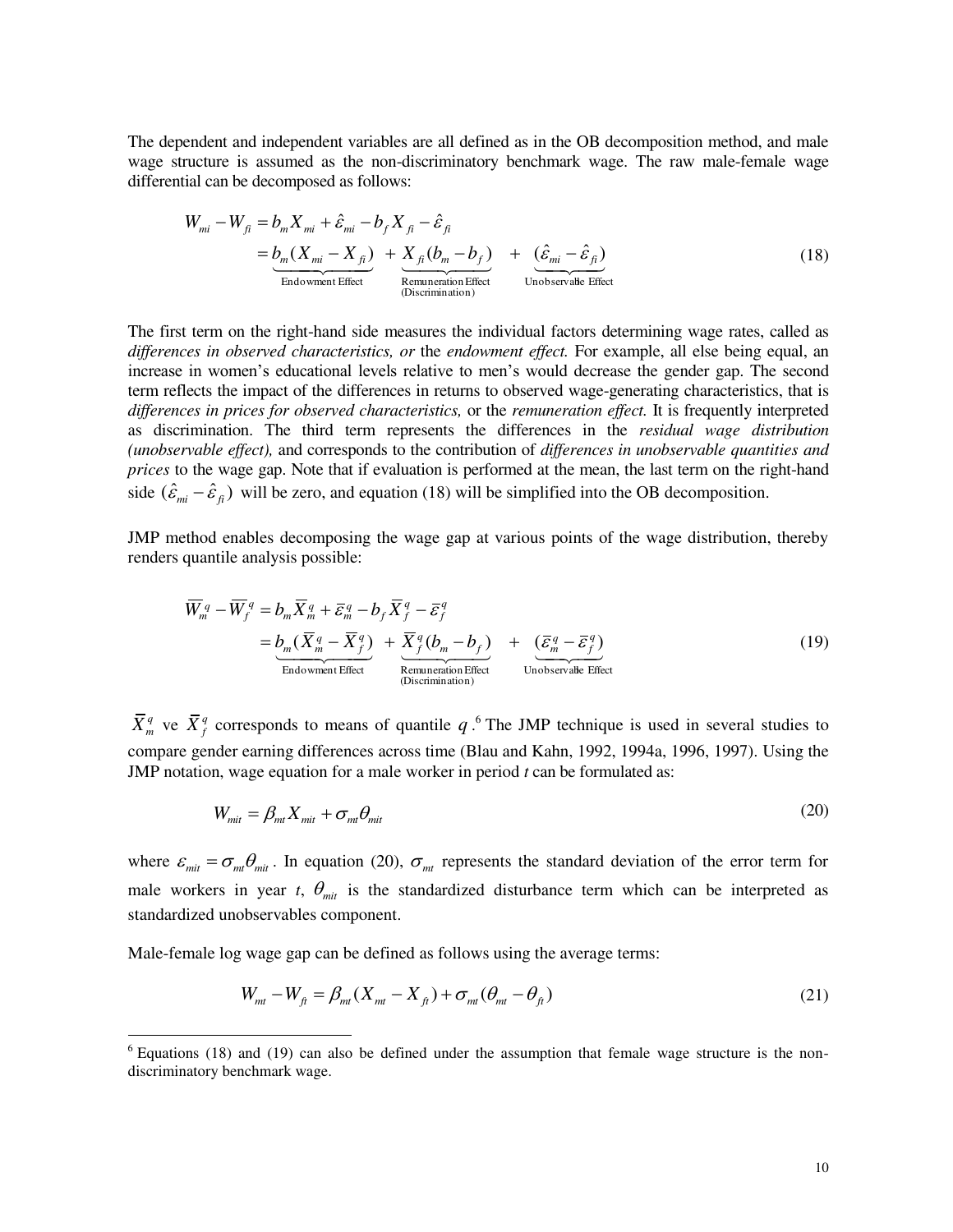The dependent and independent variables are all defined as in the OB decomposition method, and male wage structure is assumed as the non-discriminatory benchmark wage. The raw male-female wage differential can be decomposed as follows:

$$
\begin{aligned}
W_{mi} - W_{fi} &= b_m X_{mi} + \hat{\varepsilon}_{mi} - b_f X_{fi} - \hat{\varepsilon}_{fi} \\
&= \underbrace{b_m (X_{mi} - X_{fi})}_{\text{Endowment Effect}} + \underbrace{X_{fi}(b_m - b_f)}_{\substack{\text{Remuneration Effect} \\ \text{(Discrimination)}}} + \underbrace{(\hat{\varepsilon}_{mi} - \hat{\varepsilon}_{fi})}_{\text{Unobservable Effect}}
\end{aligned} \tag{18}
$$

The first term on the right-hand side measures the individual factors determining wage rates, called as *differences in observed characteristics, or* the *endowment effect.* For example, all else being equal, an increase in women's educational levels relative to men's would decrease the gender gap. The second term reflects the impact of the differences in returns to observed wage-generating characteristics, that is *differences in prices for observed characteristics,* or the *remuneration effect.* It is frequently interpreted as discrimination. The third term represents the differences in the *residual wage distribution (unobservable effect),* and corresponds to the contribution of *differences in unobservable quantities and prices* to the wage gap. Note that if evaluation is performed at the mean, the last term on the right-hand side $(\hat{\varepsilon}_{mi} - \hat{\varepsilon}_{fi})$ will be zero, and equation (18) will be simplified into the OB decomposition.

JMP method enables decomposing the wage gap at various points of the wage distribution, thereby renders quantile analysis possible:

$$
\begin{aligned}
\overline{W}_m^{\,q} - \overline{W}_f^{\,q} &= b_m \overline{X}_m^{\,q} + \overline{\varepsilon}_m^{\,q} - b_f \overline{X}_f^{\,q} - \overline{\varepsilon}_f^{\,q} \\
&= \underbrace{b_m (\overline{X}_m^{\,q} - \overline{X}_f^{\,q})}_{\text{Endowment Effect}} + \underbrace{\overline{X}_f^{\,q}(b_m - b_f)}_{\substack{\text{Remuneration Effect} \\ \text{(Discrimination)}}} + \underbrace{(\overline{\varepsilon}_m^{\,q} - \overline{\varepsilon}_f^{\,q})}_{\text{Unobservable Effect}}
\end{aligned} \tag{19}
$$

$\overline{X}_m^{\,q}$ ve $\overline{X}_f^{\,q}$ corresponds to means of quantile $q$.[6] The JMP technique is used in several studies to compare gender earning differences across time (Blau and Kahn, 1992, 1994a, 1996, 1997). Using the JMP notation, wage equation for a male worker in period *t* can be formulated as:

$$
W_{mit} = \beta_{mt} X_{mit} + \sigma_{mt}\theta_{mit} \tag{20}
$$

where $\varepsilon_{mit} = \sigma_{mt}\theta_{mit}$. In equation (20), $\sigma_{mt}$ represents the standard deviation of the error term for male workers in year *t*, $\theta_{mit}$ is the standardized disturbance term which can be interpreted as standardized unobservables component.

Male-female log wage gap can be defined as follows using the average terms:

$$
W_{mt} - W_{ft} = \beta_{mt}(X_{mt} - X_{ft}) + \sigma_{mt}(\theta_{mt} - \theta_{ft}) \tag{21}
$$

[6] Equations (18) and (19) can also be defined under the assumption that female wage structure is the non-discriminatory benchmark wage.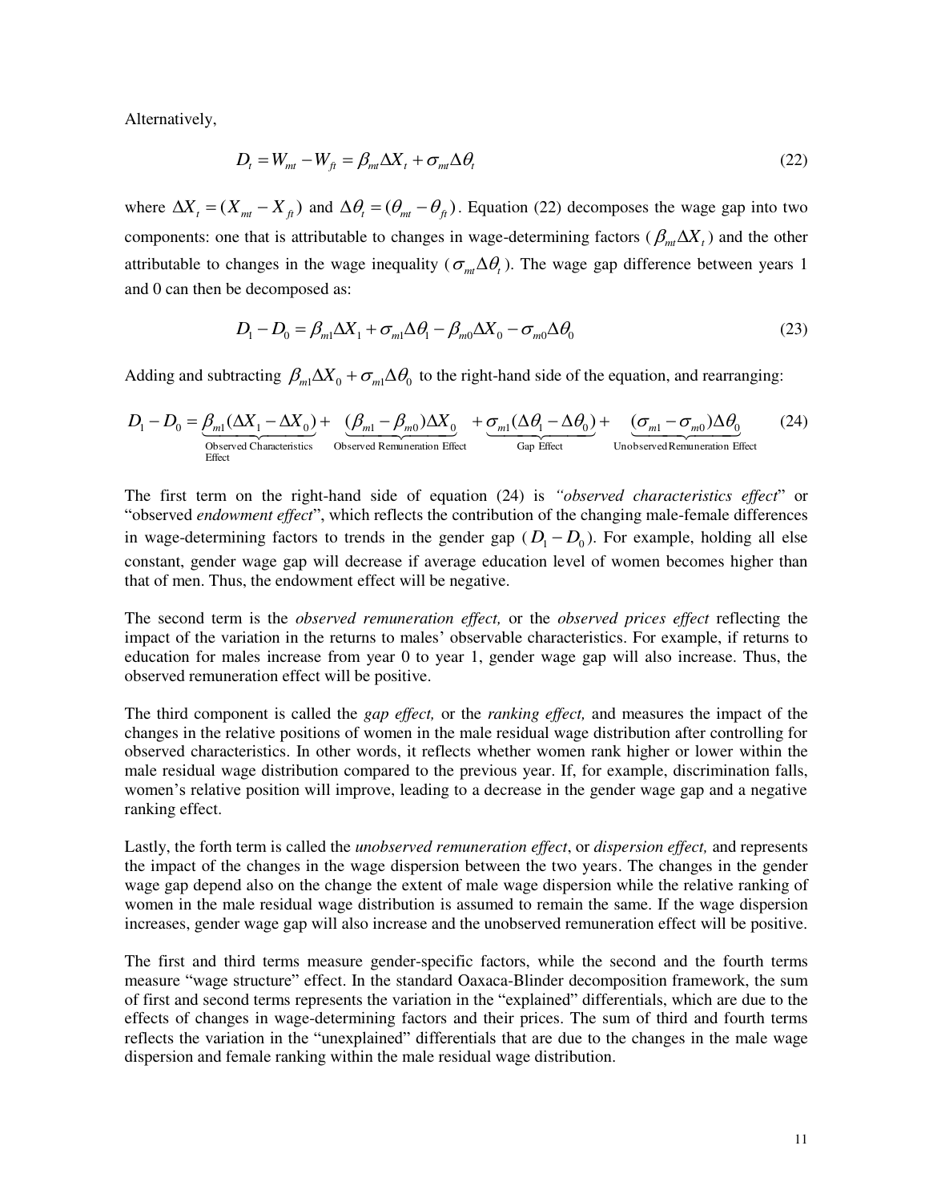Alternatively,

$$D_t = W_{mt} - W_{ft} = \beta_{mt} \Delta X_t + \sigma_{mt} \Delta \theta_t \tag{22}$$

where $\Delta X_t = (X_{mt} - X_{ft})$ and $\Delta \theta_t = (\theta_{mt} - \theta_{ft})$. Equation (22) decomposes the wage gap into two components: one that is attributable to changes in wage-determining factors ($\beta_{mt} \Delta X_t$) and the other attributable to changes in the wage inequality ($\sigma_{mt} \Delta \theta_t$). The wage gap difference between years 1 and 0 can then be decomposed as:

$$D_1 - D_0 = \beta_{m1} \Delta X_1 + \sigma_{m1} \Delta \theta_1 - \beta_{m0} \Delta X_0 - \sigma_{m0} \Delta \theta_0 \tag{23}$$

Adding and subtracting $\beta_{m1} \Delta X_0 + \sigma_{m1} \Delta \theta_0$ to the right-hand side of the equation, and rearranging:

$$D_1 - D_0 = \underbrace{\beta_{m1}(\Delta X_1 - \Delta X_0)}_{\text{Observed Characteristics Effect}} + \underbrace{(\beta_{m1} - \beta_{m0})\Delta X_0}_{\text{Observed Remuneration Effect}} + \underbrace{\sigma_{m1}(\Delta \theta_1 - \Delta \theta_0)}_{\text{Gap Effect}} + \underbrace{(\sigma_{m1} - \sigma_{m0})\Delta \theta_0}_{\text{Unobserved Remuneration Effect}} \tag{24}$$

The first term on the right-hand side of equation (24) is *"observed characteristics effect"* or "observed *endowment effect*", which reflects the contribution of the changing male-female differences in wage-determining factors to trends in the gender gap ($D_1 - D_0$). For example, holding all else constant, gender wage gap will decrease if average education level of women becomes higher than that of men. Thus, the endowment effect will be negative.

The second term is the *observed remuneration effect,* or the *observed prices effect* reflecting the impact of the variation in the returns to males' observable characteristics. For example, if returns to education for males increase from year 0 to year 1, gender wage gap will also increase. Thus, the observed remuneration effect will be positive.

The third component is called the *gap effect,* or the *ranking effect,* and measures the impact of the changes in the relative positions of women in the male residual wage distribution after controlling for observed characteristics. In other words, it reflects whether women rank higher or lower within the male residual wage distribution compared to the previous year. If, for example, discrimination falls, women's relative position will improve, leading to a decrease in the gender wage gap and a negative ranking effect.

Lastly, the forth term is called the *unobserved remuneration effect*, or *dispersion effect,* and represents the impact of the changes in the wage dispersion between the two years. The changes in the gender wage gap depend also on the change the extent of male wage dispersion while the relative ranking of women in the male residual wage distribution is assumed to remain the same. If the wage dispersion increases, gender wage gap will also increase and the unobserved remuneration effect will be positive.

The first and third terms measure gender-specific factors, while the second and the fourth terms measure "wage structure" effect. In the standard Oaxaca-Blinder decomposition framework, the sum of first and second terms represents the variation in the "explained" differentials, which are due to the effects of changes in wage-determining factors and their prices. The sum of third and fourth terms reflects the variation in the "unexplained" differentials that are due to the changes in the male wage dispersion and female ranking within the male residual wage distribution.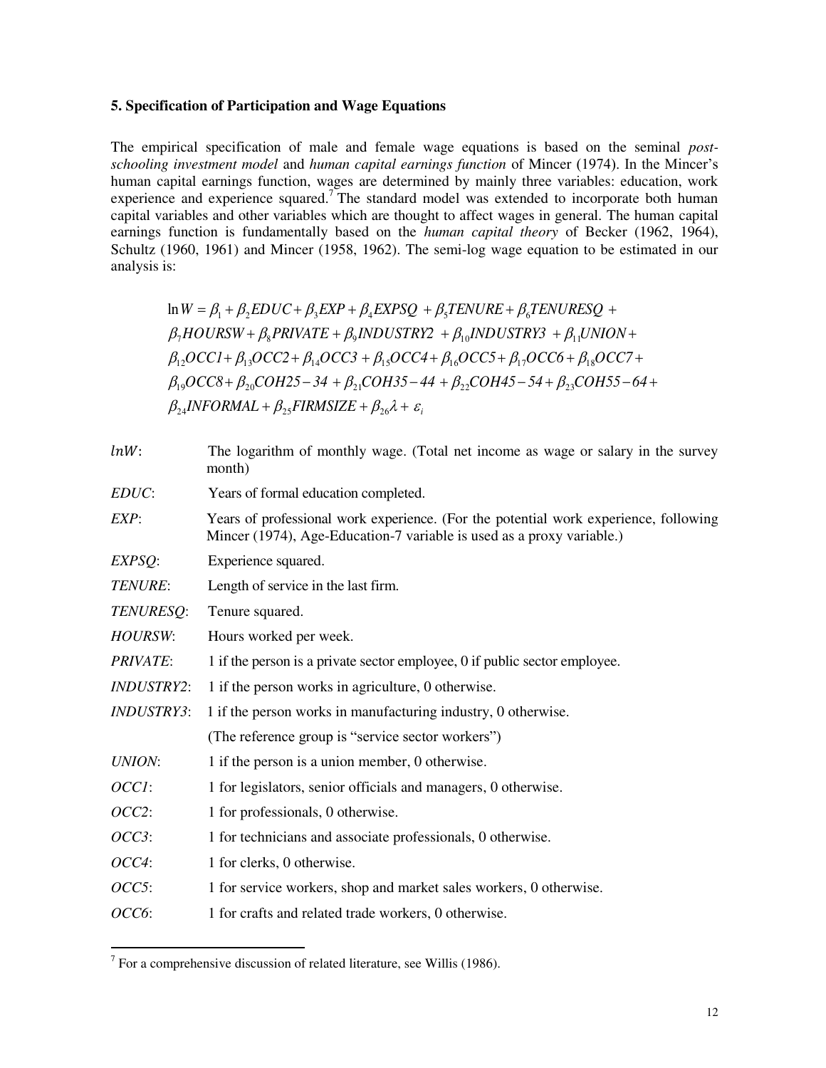### 5. Specification of Participation and Wage Equations

The empirical specification of male and female wage equations is based on the seminal *post-schooling investment model* and *human capital earnings function* of Mincer (1974). In the Mincer's human capital earnings function, wages are determined by mainly three variables: education, work experience and experience squared.[7] The standard model was extended to incorporate both human capital variables and other variables which are thought to affect wages in general. The human capital earnings function is fundamentally based on the *human capital theory* of Becker (1962, 1964), Schultz (1960, 1961) and Mincer (1958, 1962). The semi-log wage equation to be estimated in our analysis is:

$$
\begin{aligned}
\ln W = {} & \beta_1 + \beta_2 EDUC + \beta_3 EXP + \beta_4 EXPSQ + \beta_5 TENURE + \beta_6 TENURESQ + \\
& \beta_7 HOURSW + \beta_8 PRIVATE + \beta_9 INDUSTRY2 + \beta_{10} INDUSTRY3 + \beta_{11} UNION + \\
& \beta_{12} OCC1 + \beta_{13} OCC2 + \beta_{14} OCC3 + \beta_{15} OCC4 + \beta_{16} OCC5 + \beta_{17} OCC6 + \beta_{18} OCC7 + \\
& \beta_{19} OCC8 + \beta_{20} COH25-34 + \beta_{21} COH35-44 + \beta_{22} COH45-54 + \beta_{23} COH55-64 + \\
& \beta_{24} INFORMAL + \beta_{25} FIRMSIZE + \beta_{26} \lambda + \varepsilon_i
\end{aligned}
$$

$lnW$: The logarithm of monthly wage. (Total net income as wage or salary in the survey month)

*EDUC*: Years of formal education completed.

*EXP*: Years of professional work experience. (For the potential work experience, following Mincer (1974), Age-Education-7 variable is used as a proxy variable.)

*EXPSQ*: Experience squared.

*TENURE*: Length of service in the last firm.

*TENURESQ*: Tenure squared.

*HOURSW*: Hours worked per week.

*PRIVATE*: 1 if the person is a private sector employee, 0 if public sector employee.

*INDUSTRY2*: 1 if the person works in agriculture, 0 otherwise.

*INDUSTRY3*: 1 if the person works in manufacturing industry, 0 otherwise.

(The reference group is "service sector workers")

*UNION*: 1 if the person is a union member, 0 otherwise.

*OCC1*: 1 for legislators, senior officials and managers, 0 otherwise.

*OCC2*: 1 for professionals, 0 otherwise.

*OCC3*: 1 for technicians and associate professionals, 0 otherwise.

*OCC4*: 1 for clerks, 0 otherwise.

*OCC5*: 1 for service workers, shop and market sales workers, 0 otherwise.

*OCC6*: 1 for crafts and related trade workers, 0 otherwise.

[7] For a comprehensive discussion of related literature, see Willis (1986).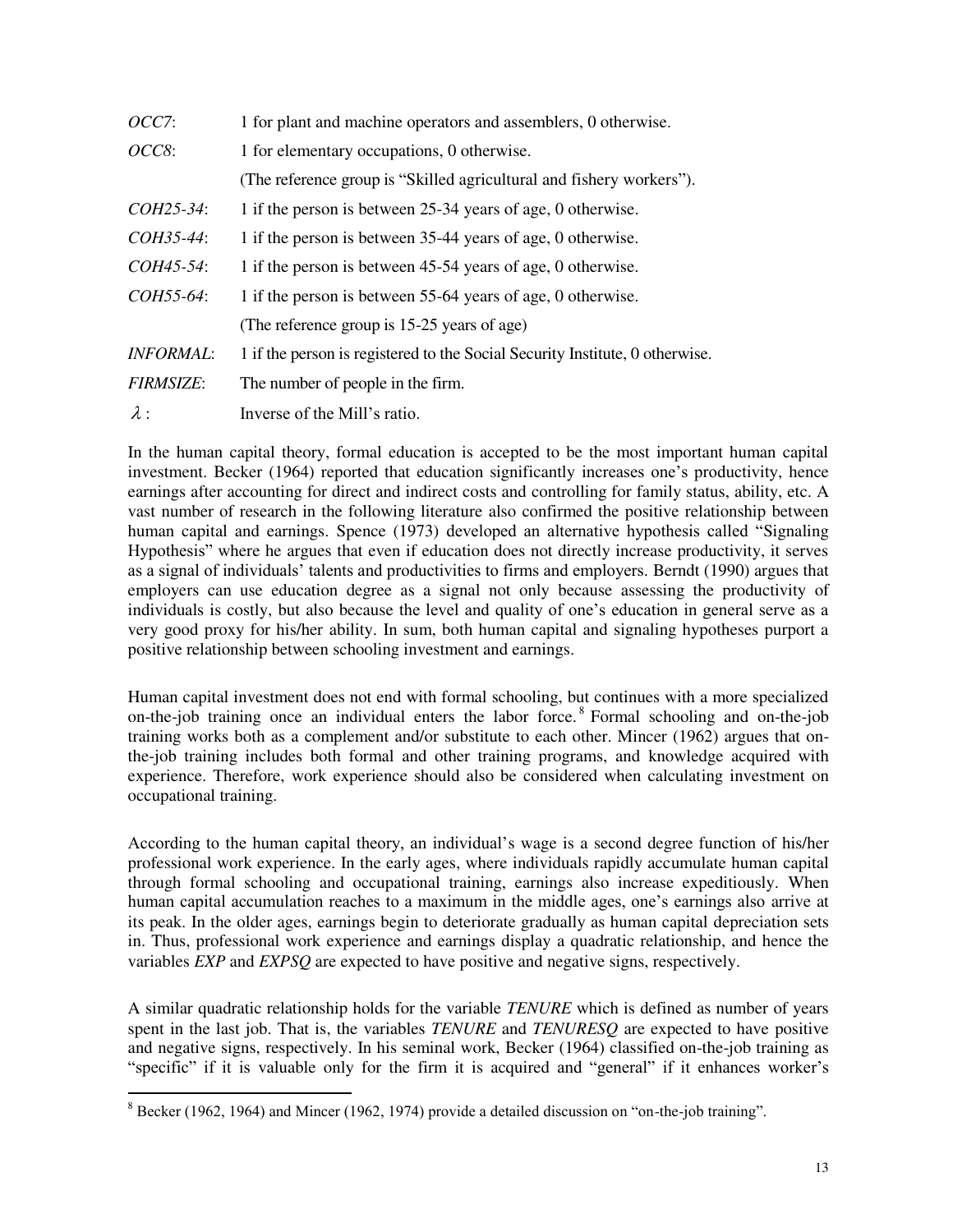| | |
|---|---|
| *OCC7*: | 1 for plant and machine operators and assemblers, 0 otherwise. |
| *OCC8*: | 1 for elementary occupations, 0 otherwise. |
| | (The reference group is "Skilled agricultural and fishery workers"). |
| *COH25-34*: | 1 if the person is between 25-34 years of age, 0 otherwise. |
| *COH35-44*: | 1 if the person is between 35-44 years of age, 0 otherwise. |
| *COH45-54*: | 1 if the person is between 45-54 years of age, 0 otherwise. |
| *COH55-64*: | 1 if the person is between 55-64 years of age, 0 otherwise. |
| | (The reference group is 15-25 years of age) |
| *INFORMAL*: | 1 if the person is registered to the Social Security Institute, 0 otherwise. |
| *FIRMSIZE*: | The number of people in the firm. |
| $\lambda$ : | Inverse of the Mill's ratio. |

In the human capital theory, formal education is accepted to be the most important human capital investment. Becker (1964) reported that education significantly increases one's productivity, hence earnings after accounting for direct and indirect costs and controlling for family status, ability, etc. A vast number of research in the following literature also confirmed the positive relationship between human capital and earnings. Spence (1973) developed an alternative hypothesis called "Signaling Hypothesis" where he argues that even if education does not directly increase productivity, it serves as a signal of individuals' talents and productivities to firms and employers. Berndt (1990) argues that employers can use education degree as a signal not only because assessing the productivity of individuals is costly, but also because the level and quality of one's education in general serve as a very good proxy for his/her ability. In sum, both human capital and signaling hypotheses purport a positive relationship between schooling investment and earnings.

Human capital investment does not end with formal schooling, but continues with a more specialized on-the-job training once an individual enters the labor force.[8] Formal schooling and on-the-job training works both as a complement and/or substitute to each other. Mincer (1962) argues that on-the-job training includes both formal and other training programs, and knowledge acquired with experience. Therefore, work experience should also be considered when calculating investment on occupational training.

According to the human capital theory, an individual's wage is a second degree function of his/her professional work experience. In the early ages, where individuals rapidly accumulate human capital through formal schooling and occupational training, earnings also increase expeditiously. When human capital accumulation reaches to a maximum in the middle ages, one's earnings also arrive at its peak. In the older ages, earnings begin to deteriorate gradually as human capital depreciation sets in. Thus, professional work experience and earnings display a quadratic relationship, and hence the variables *EXP* and *EXPSQ* are expected to have positive and negative signs, respectively.

A similar quadratic relationship holds for the variable *TENURE* which is defined as number of years spent in the last job. That is, the variables *TENURE* and *TENURESQ* are expected to have positive and negative signs, respectively. In his seminal work, Becker (1964) classified on-the-job training as "specific" if it is valuable only for the firm it is acquired and "general" if it enhances worker's

[8] Becker (1962, 1964) and Mincer (1962, 1974) provide a detailed discussion on "on-the-job training".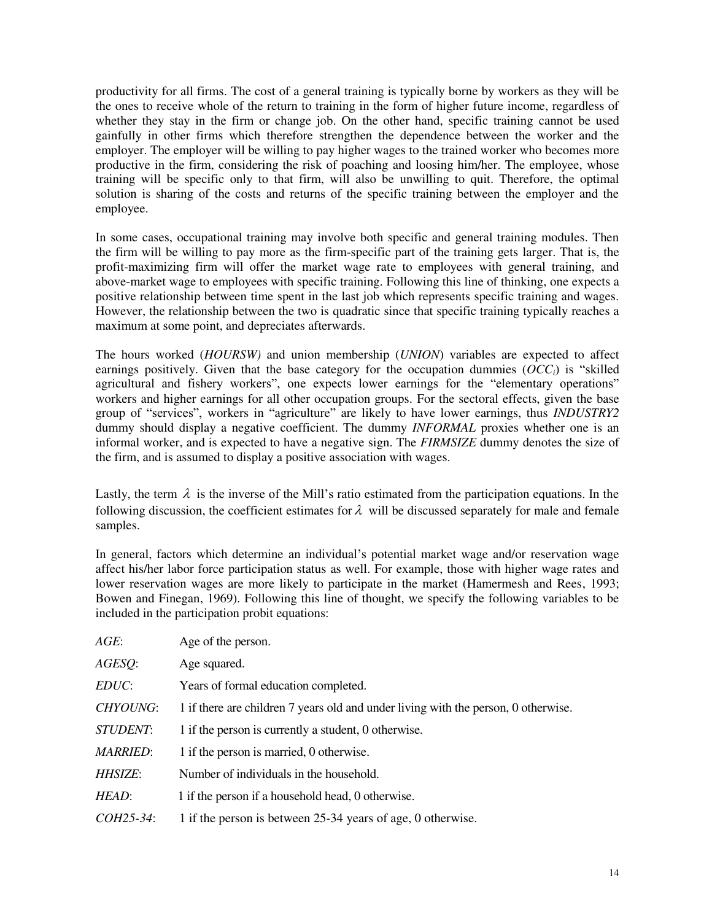productivity for all firms. The cost of a general training is typically borne by workers as they will be the ones to receive whole of the return to training in the form of higher future income, regardless of whether they stay in the firm or change job. On the other hand, specific training cannot be used gainfully in other firms which therefore strengthen the dependence between the worker and the employer. The employer will be willing to pay higher wages to the trained worker who becomes more productive in the firm, considering the risk of poaching and loosing him/her. The employee, whose training will be specific only to that firm, will also be unwilling to quit. Therefore, the optimal solution is sharing of the costs and returns of the specific training between the employer and the employee.

In some cases, occupational training may involve both specific and general training modules. Then the firm will be willing to pay more as the firm-specific part of the training gets larger. That is, the profit-maximizing firm will offer the market wage rate to employees with general training, and above-market wage to employees with specific training. Following this line of thinking, one expects a positive relationship between time spent in the last job which represents specific training and wages. However, the relationship between the two is quadratic since that specific training typically reaches a maximum at some point, and depreciates afterwards.

The hours worked (*HOURSW)* and union membership (*UNION*) variables are expected to affect earnings positively. Given that the base category for the occupation dummies ($OCC_i$) is "skilled agricultural and fishery workers", one expects lower earnings for the "elementary operations" workers and higher earnings for all other occupation groups. For the sectoral effects, given the base group of "services", workers in "agriculture" are likely to have lower earnings, thus *INDUSTRY2* dummy should display a negative coefficient. The dummy *INFORMAL* proxies whether one is an informal worker, and is expected to have a negative sign. The *FIRMSIZE* dummy denotes the size of the firm, and is assumed to display a positive association with wages.

Lastly, the term $\lambda$ is the inverse of the Mill's ratio estimated from the participation equations. In the following discussion, the coefficient estimates for $\lambda$ will be discussed separately for male and female samples.

In general, factors which determine an individual's potential market wage and/or reservation wage affect his/her labor force participation status as well. For example, those with higher wage rates and lower reservation wages are more likely to participate in the market (Hamermesh and Rees, 1993; Bowen and Finegan, 1969). Following this line of thought, we specify the following variables to be included in the participation probit equations:

*AGE*: Age of the person.

*AGESQ*: Age squared.

*EDUC*: Years of formal education completed.

*CHYOUNG*: 1 if there are children 7 years old and under living with the person, 0 otherwise.

*STUDENT*: 1 if the person is currently a student, 0 otherwise.

*MARRIED*: 1 if the person is married, 0 otherwise.

*HHSIZE*: Number of individuals in the household.

*HEAD*: 1 if the person if a household head, 0 otherwise.

*COH25-34*: 1 if the person is between 25-34 years of age, 0 otherwise.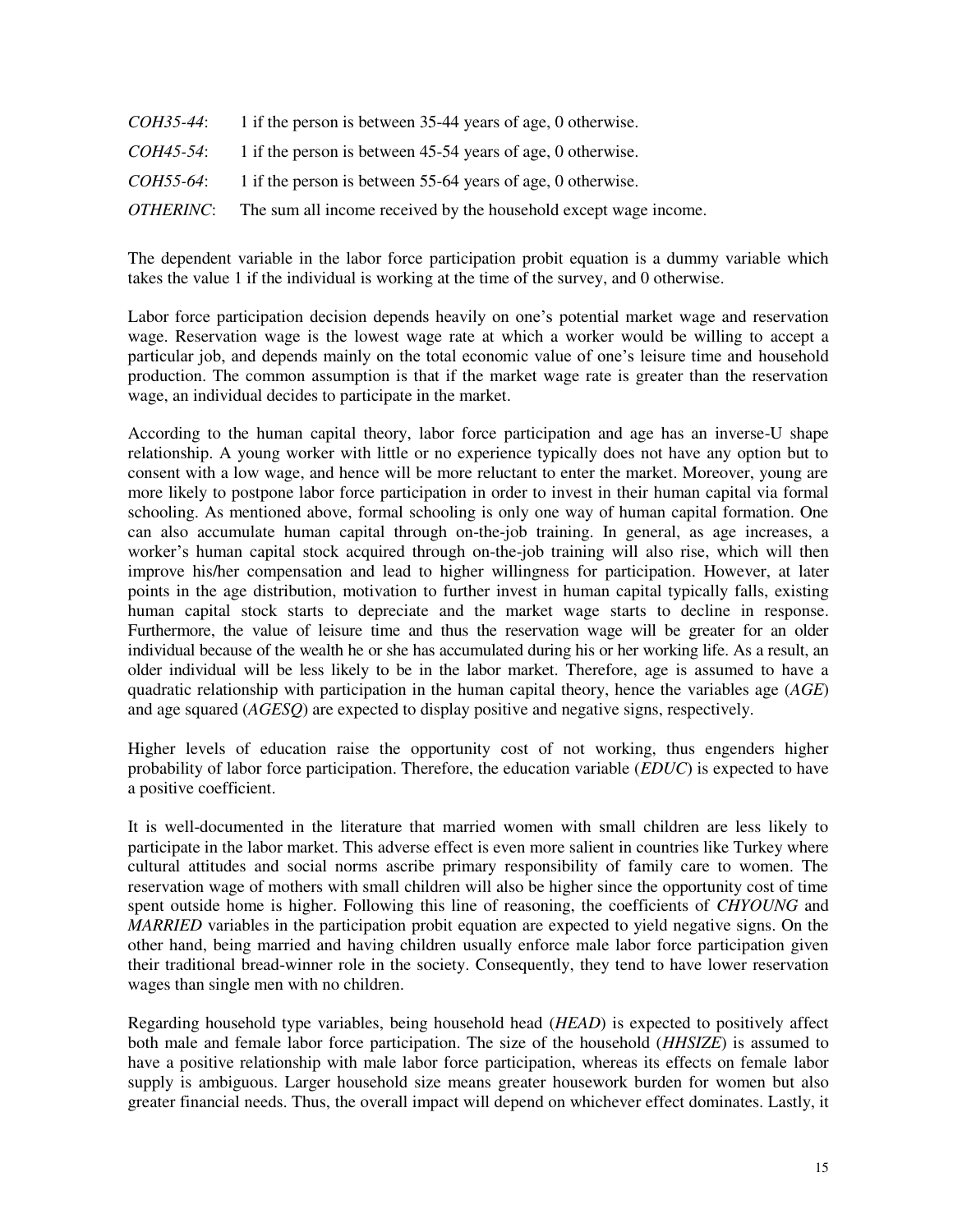*COH35-44*: 1 if the person is between 35-44 years of age, 0 otherwise.

*COH45-54*: 1 if the person is between 45-54 years of age, 0 otherwise.

*COH55-64*: 1 if the person is between 55-64 years of age, 0 otherwise.

*OTHERINC*: The sum all income received by the household except wage income.

The dependent variable in the labor force participation probit equation is a dummy variable which takes the value 1 if the individual is working at the time of the survey, and 0 otherwise.

Labor force participation decision depends heavily on one's potential market wage and reservation wage. Reservation wage is the lowest wage rate at which a worker would be willing to accept a particular job, and depends mainly on the total economic value of one's leisure time and household production. The common assumption is that if the market wage rate is greater than the reservation wage, an individual decides to participate in the market.

According to the human capital theory, labor force participation and age has an inverse-U shape relationship. A young worker with little or no experience typically does not have any option but to consent with a low wage, and hence will be more reluctant to enter the market. Moreover, young are more likely to postpone labor force participation in order to invest in their human capital via formal schooling. As mentioned above, formal schooling is only one way of human capital formation. One can also accumulate human capital through on-the-job training. In general, as age increases, a worker's human capital stock acquired through on-the-job training will also rise, which will then improve his/her compensation and lead to higher willingness for participation. However, at later points in the age distribution, motivation to further invest in human capital typically falls, existing human capital stock starts to depreciate and the market wage starts to decline in response. Furthermore, the value of leisure time and thus the reservation wage will be greater for an older individual because of the wealth he or she has accumulated during his or her working life. As a result, an older individual will be less likely to be in the labor market. Therefore, age is assumed to have a quadratic relationship with participation in the human capital theory, hence the variables age (*AGE*) and age squared (*AGESQ*) are expected to display positive and negative signs, respectively.

Higher levels of education raise the opportunity cost of not working, thus engenders higher probability of labor force participation. Therefore, the education variable (*EDUC*) is expected to have a positive coefficient.

It is well-documented in the literature that married women with small children are less likely to participate in the labor market. This adverse effect is even more salient in countries like Turkey where cultural attitudes and social norms ascribe primary responsibility of family care to women. The reservation wage of mothers with small children will also be higher since the opportunity cost of time spent outside home is higher. Following this line of reasoning, the coefficients of *CHYOUNG* and *MARRIED* variables in the participation probit equation are expected to yield negative signs. On the other hand, being married and having children usually enforce male labor force participation given their traditional bread-winner role in the society. Consequently, they tend to have lower reservation wages than single men with no children.

Regarding household type variables, being household head (*HEAD*) is expected to positively affect both male and female labor force participation. The size of the household (*HHSIZE*) is assumed to have a positive relationship with male labor force participation, whereas its effects on female labor supply is ambiguous. Larger household size means greater housework burden for women but also greater financial needs. Thus, the overall impact will depend on whichever effect dominates. Lastly, it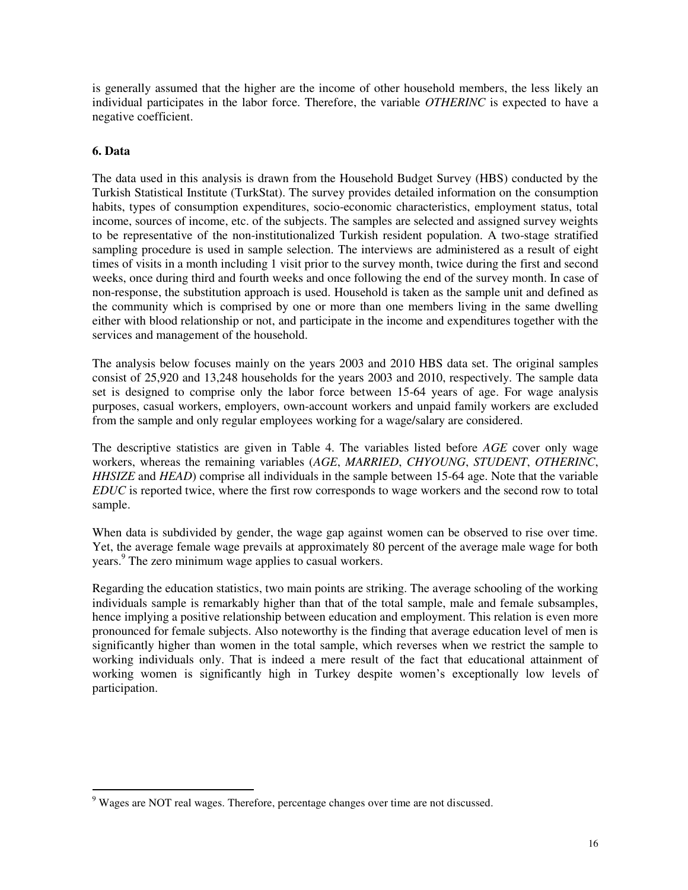is generally assumed that the higher are the income of other household members, the less likely an individual participates in the labor force. Therefore, the variable *OTHERINC* is expected to have a negative coefficient.

## 6. Data

The data used in this analysis is drawn from the Household Budget Survey (HBS) conducted by the Turkish Statistical Institute (TurkStat). The survey provides detailed information on the consumption habits, types of consumption expenditures, socio-economic characteristics, employment status, total income, sources of income, etc. of the subjects. The samples are selected and assigned survey weights to be representative of the non-institutionalized Turkish resident population. A two-stage stratified sampling procedure is used in sample selection. The interviews are administered as a result of eight times of visits in a month including 1 visit prior to the survey month, twice during the first and second weeks, once during third and fourth weeks and once following the end of the survey month. In case of non-response, the substitution approach is used. Household is taken as the sample unit and defined as the community which is comprised by one or more than one members living in the same dwelling either with blood relationship or not, and participate in the income and expenditures together with the services and management of the household.

The analysis below focuses mainly on the years 2003 and 2010 HBS data set. The original samples consist of 25,920 and 13,248 households for the years 2003 and 2010, respectively. The sample data set is designed to comprise only the labor force between 15-64 years of age. For wage analysis purposes, casual workers, employers, own-account workers and unpaid family workers are excluded from the sample and only regular employees working for a wage/salary are considered.

The descriptive statistics are given in Table 4. The variables listed before *AGE* cover only wage workers, whereas the remaining variables (*AGE*, *MARRIED*, *CHYOUNG*, *STUDENT*, *OTHERINC*, *HHSIZE* and *HEAD*) comprise all individuals in the sample between 15-64 age. Note that the variable *EDUC* is reported twice, where the first row corresponds to wage workers and the second row to total sample.

When data is subdivided by gender, the wage gap against women can be observed to rise over time. Yet, the average female wage prevails at approximately 80 percent of the average male wage for both years.[9] The zero minimum wage applies to casual workers.

Regarding the education statistics, two main points are striking. The average schooling of the working individuals sample is remarkably higher than that of the total sample, male and female subsamples, hence implying a positive relationship between education and employment. This relation is even more pronounced for female subjects. Also noteworthy is the finding that average education level of men is significantly higher than women in the total sample, which reverses when we restrict the sample to working individuals only. That is indeed a mere result of the fact that educational attainment of working women is significantly high in Turkey despite women's exceptionally low levels of participation.

[9] Wages are NOT real wages. Therefore, percentage changes over time are not discussed.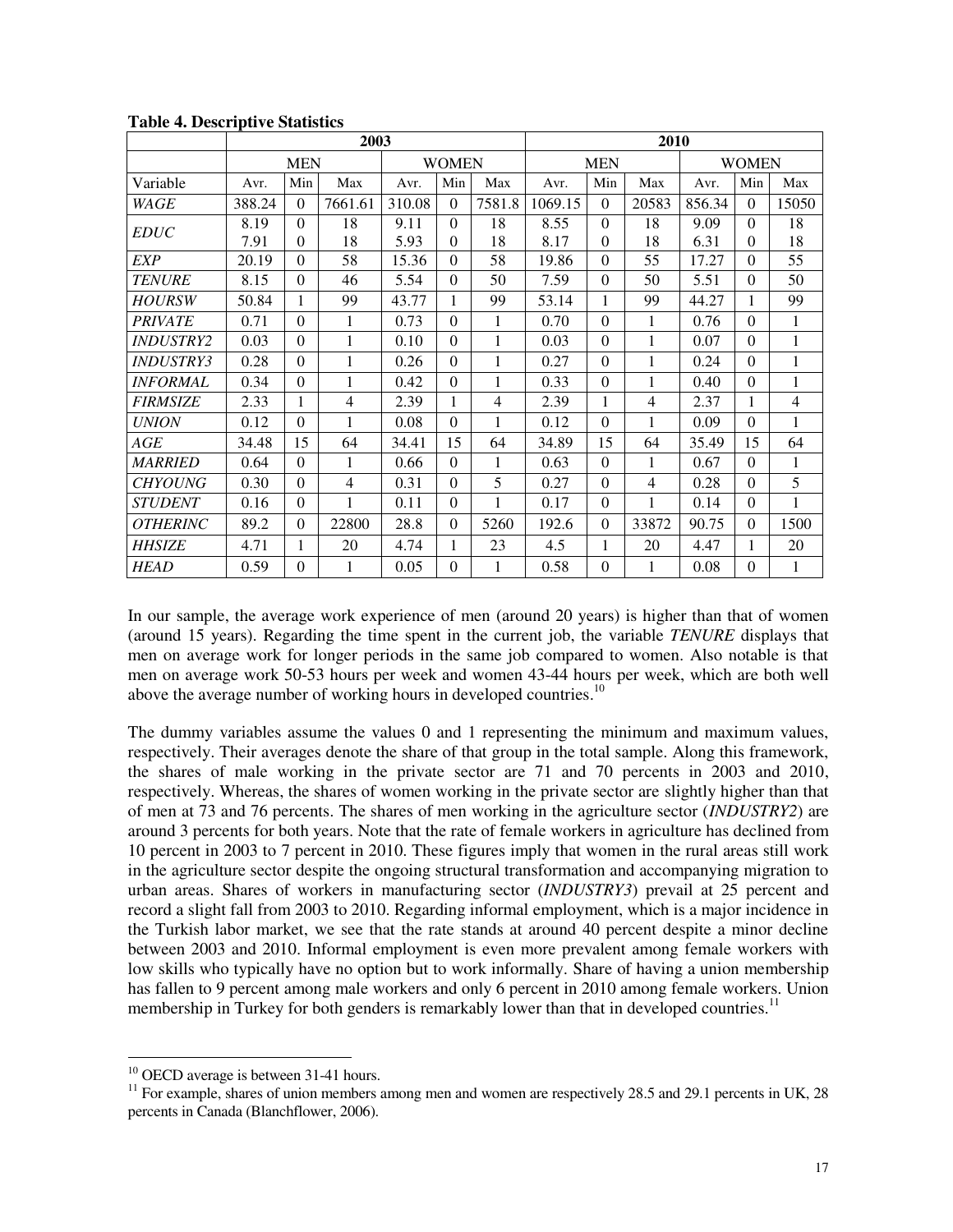**Table 4. Descriptive Statistics**

| | 2003 | | | | | | 2010 | | | | | |
|---|---|---|---|---|---|---|---|---|---|---|---|---|
| | MEN | | | WOMEN | | | MEN | | | WOMEN | | |
| Variable | Avr. | Min | Max | Avr. | Min | Max | Avr. | Min | Max | Avr. | Min | Max |
| *WAGE* | 388.24 | 0 | 7661.61 | 310.08 | 0 | 7581.8 | 1069.15 | 0 | 20583 | 856.34 | 0 | 15050 |
| *EDUC* | 8.19 | 0 | 18 | 9.11 | 0 | 18 | 8.55 | 0 | 18 | 9.09 | 0 | 18 |
| | 7.91 | 0 | 18 | 5.93 | 0 | 18 | 8.17 | 0 | 18 | 6.31 | 0 | 18 |
| *EXP* | 20.19 | 0 | 58 | 15.36 | 0 | 58 | 19.86 | 0 | 55 | 17.27 | 0 | 55 |
| *TENURE* | 8.15 | 0 | 46 | 5.54 | 0 | 50 | 7.59 | 0 | 50 | 5.51 | 0 | 50 |
| *HOURSW* | 50.84 | 1 | 99 | 43.77 | 1 | 99 | 53.14 | 1 | 99 | 44.27 | 1 | 99 |
| *PRIVATE* | 0.71 | 0 | 1 | 0.73 | 0 | 1 | 0.70 | 0 | 1 | 0.76 | 0 | 1 |
| *INDUSTRY2* | 0.03 | 0 | 1 | 0.10 | 0 | 1 | 0.03 | 0 | 1 | 0.07 | 0 | 1 |
| *INDUSTRY3* | 0.28 | 0 | 1 | 0.26 | 0 | 1 | 0.27 | 0 | 1 | 0.24 | 0 | 1 |
| *INFORMAL* | 0.34 | 0 | 1 | 0.42 | 0 | 1 | 0.33 | 0 | 1 | 0.40 | 0 | 1 |
| *FIRMSIZE* | 2.33 | 1 | 4 | 2.39 | 1 | 4 | 2.39 | 1 | 4 | 2.37 | 1 | 4 |
| *UNION* | 0.12 | 0 | 1 | 0.08 | 0 | 1 | 0.12 | 0 | 1 | 0.09 | 0 | 1 |
| *AGE* | 34.48 | 15 | 64 | 34.41 | 15 | 64 | 34.89 | 15 | 64 | 35.49 | 15 | 64 |
| *MARRIED* | 0.64 | 0 | 1 | 0.66 | 0 | 1 | 0.63 | 0 | 1 | 0.67 | 0 | 1 |
| *CHYOUNG* | 0.30 | 0 | 4 | 0.31 | 0 | 5 | 0.27 | 0 | 4 | 0.28 | 0 | 5 |
| *STUDENT* | 0.16 | 0 | 1 | 0.11 | 0 | 1 | 0.17 | 0 | 1 | 0.14 | 0 | 1 |
| *OTHERINC* | 89.2 | 0 | 22800 | 28.8 | 0 | 5260 | 192.6 | 0 | 33872 | 90.75 | 0 | 1500 |
| *HHSIZE* | 4.71 | 1 | 20 | 4.74 | 1 | 23 | 4.5 | 1 | 20 | 4.47 | 1 | 20 |
| *HEAD* | 0.59 | 0 | 1 | 0.05 | 0 | 1 | 0.58 | 0 | 1 | 0.08 | 0 | 1 |

In our sample, the average work experience of men (around 20 years) is higher than that of women (around 15 years). Regarding the time spent in the current job, the variable *TENURE* displays that men on average work for longer periods in the same job compared to women. Also notable is that men on average work 50-53 hours per week and women 43-44 hours per week, which are both well above the average number of working hours in developed countries.[10]

The dummy variables assume the values 0 and 1 representing the minimum and maximum values, respectively. Their averages denote the share of that group in the total sample. Along this framework, the shares of male working in the private sector are 71 and 70 percents in 2003 and 2010, respectively. Whereas, the shares of women working in the private sector are slightly higher than that of men at 73 and 76 percents. The shares of men working in the agriculture sector (*INDUSTRY2*) are around 3 percents for both years. Note that the rate of female workers in agriculture has declined from 10 percent in 2003 to 7 percent in 2010. These figures imply that women in the rural areas still work in the agriculture sector despite the ongoing structural transformation and accompanying migration to urban areas. Shares of workers in manufacturing sector (*INDUSTRY3*) prevail at 25 percent and record a slight fall from 2003 to 2010. Regarding informal employment, which is a major incidence in the Turkish labor market, we see that the rate stands at around 40 percent despite a minor decline between 2003 and 2010. Informal employment is even more prevalent among female workers with low skills who typically have no option but to work informally. Share of having a union membership has fallen to 9 percent among male workers and only 6 percent in 2010 among female workers. Union membership in Turkey for both genders is remarkably lower than that in developed countries.[11]

---

[10] OECD average is between 31-41 hours.

[11] For example, shares of union members among men and women are respectively 28.5 and 29.1 percents in UK, 28 percents in Canada (Blanchflower, 2006).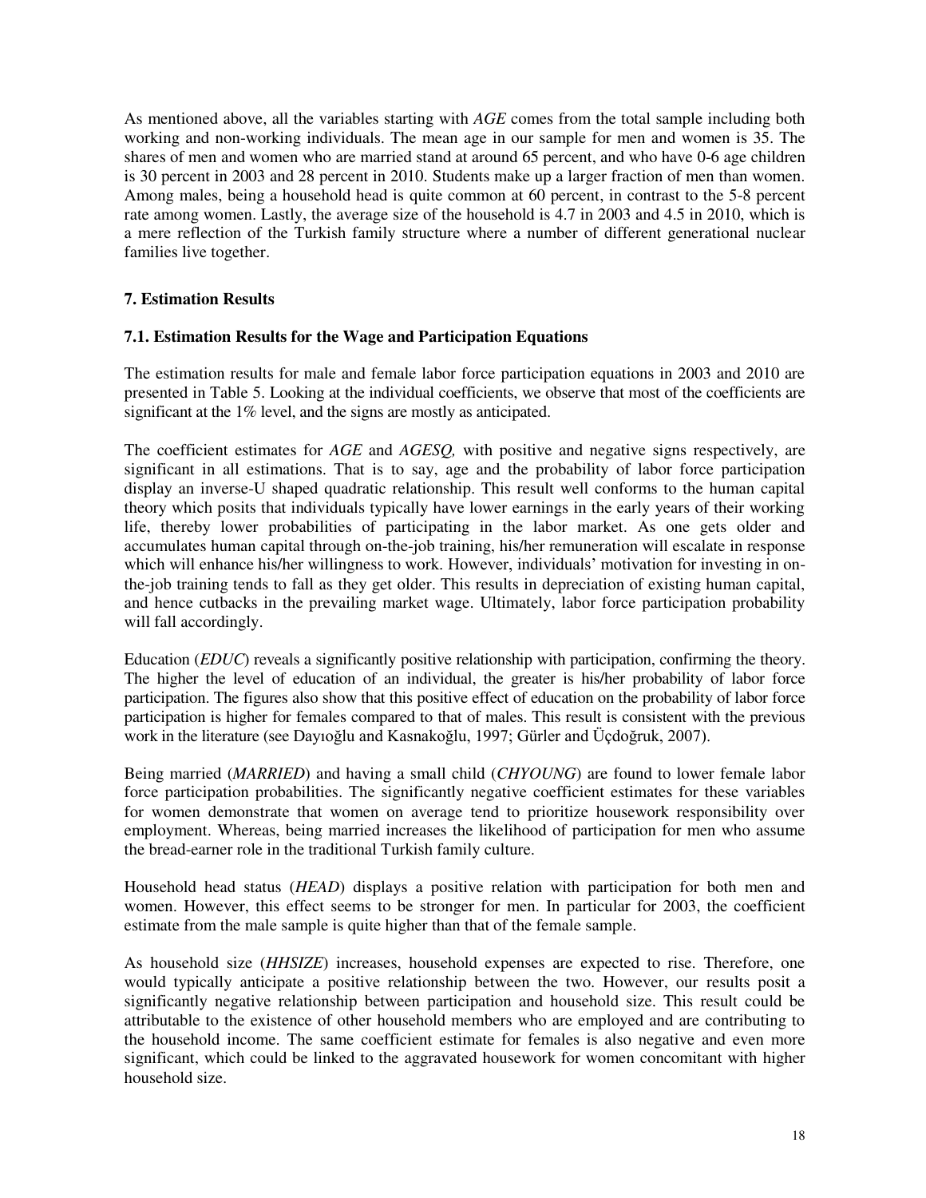As mentioned above, all the variables starting with *AGE* comes from the total sample including both working and non-working individuals. The mean age in our sample for men and women is 35. The shares of men and women who are married stand at around 65 percent, and who have 0-6 age children is 30 percent in 2003 and 28 percent in 2010. Students make up a larger fraction of men than women. Among males, being a household head is quite common at 60 percent, in contrast to the 5-8 percent rate among women. Lastly, the average size of the household is 4.7 in 2003 and 4.5 in 2010, which is a mere reflection of the Turkish family structure where a number of different generational nuclear families live together.

## 7. Estimation Results

### 7.1. Estimation Results for the Wage and Participation Equations

The estimation results for male and female labor force participation equations in 2003 and 2010 are presented in Table 5. Looking at the individual coefficients, we observe that most of the coefficients are significant at the 1% level, and the signs are mostly as anticipated.

The coefficient estimates for *AGE* and *AGESQ,* with positive and negative signs respectively, are significant in all estimations. That is to say, age and the probability of labor force participation display an inverse-U shaped quadratic relationship. This result well conforms to the human capital theory which posits that individuals typically have lower earnings in the early years of their working life, thereby lower probabilities of participating in the labor market. As one gets older and accumulates human capital through on-the-job training, his/her remuneration will escalate in response which will enhance his/her willingness to work. However, individuals' motivation for investing in on-the-job training tends to fall as they get older. This results in depreciation of existing human capital, and hence cutbacks in the prevailing market wage. Ultimately, labor force participation probability will fall accordingly.

Education (*EDUC*) reveals a significantly positive relationship with participation, confirming the theory. The higher the level of education of an individual, the greater is his/her probability of labor force participation. The figures also show that this positive effect of education on the probability of labor force participation is higher for females compared to that of males. This result is consistent with the previous work in the literature (see Dayıoğlu and Kasnakoğlu, 1997; Gürler and Üçdoğruk, 2007).

Being married (*MARRIED*) and having a small child (*CHYOUNG*) are found to lower female labor force participation probabilities. The significantly negative coefficient estimates for these variables for women demonstrate that women on average tend to prioritize housework responsibility over employment. Whereas, being married increases the likelihood of participation for men who assume the bread-earner role in the traditional Turkish family culture.

Household head status (*HEAD*) displays a positive relation with participation for both men and women. However, this effect seems to be stronger for men. In particular for 2003, the coefficient estimate from the male sample is quite higher than that of the female sample.

As household size (*HHSIZE*) increases, household expenses are expected to rise. Therefore, one would typically anticipate a positive relationship between the two. However, our results posit a significantly negative relationship between participation and household size. This result could be attributable to the existence of other household members who are employed and are contributing to the household income. The same coefficient estimate for females is also negative and even more significant, which could be linked to the aggravated housework for women concomitant with higher household size.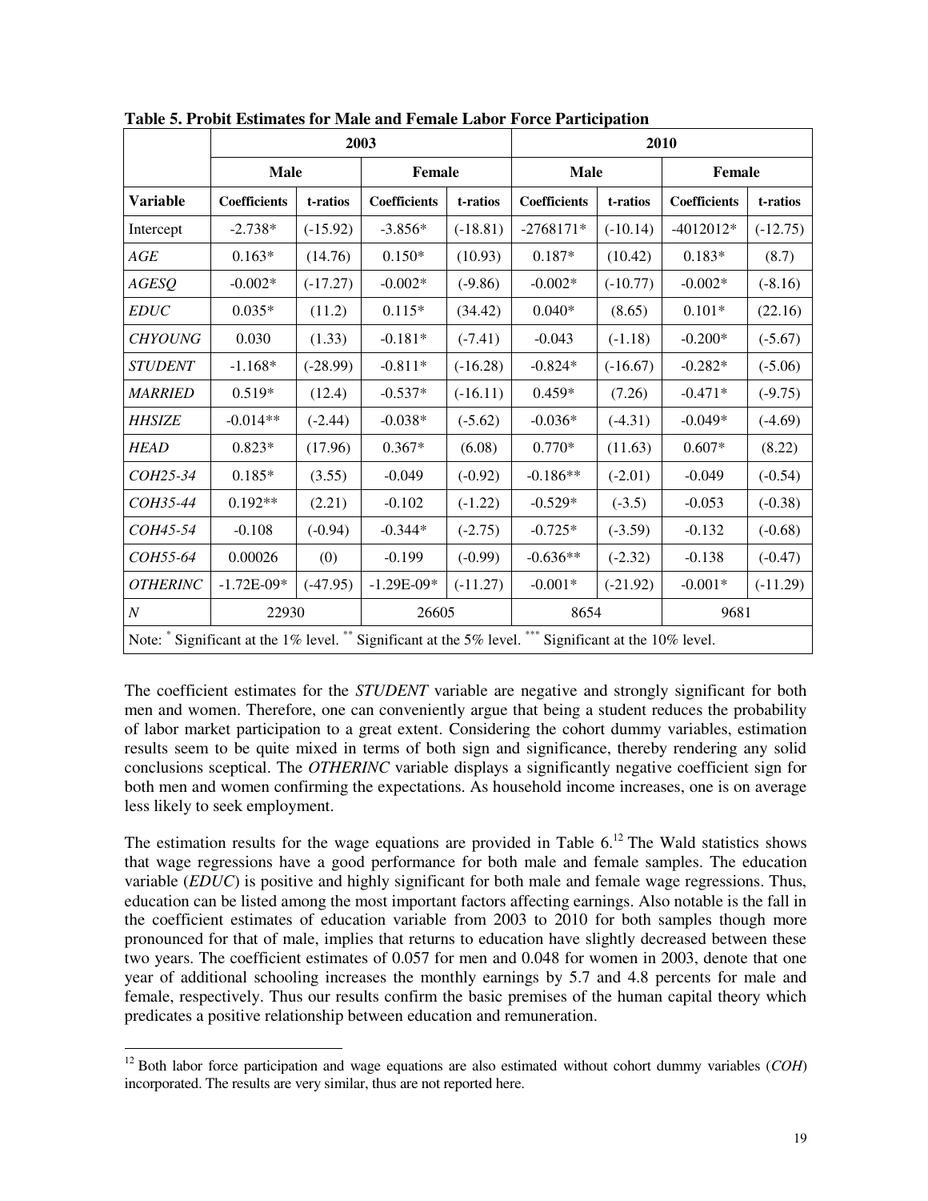**Table 5. Probit Estimates for Male and Female Labor Force Participation**

| | 2003 | | | | 2010 | | | |
|---|---|---|---|---|---|---|---|---|
| | Male | | Female | | Male | | Female | |
| **Variable** | **Coefficients** | **t-ratios** | **Coefficients** | **t-ratios** | **Coefficients** | **t-ratios** | **Coefficients** | **t-ratios** |
| Intercept | -2.738* | (-15.92) | -3.856* | (-18.81) | -2768171* | (-10.14) | -4012012* | (-12.75) |
| *AGE* | 0.163* | (14.76) | 0.150* | (10.93) | 0.187* | (10.42) | 0.183* | (8.7) |
| *AGESQ* | -0.002* | (-17.27) | -0.002* | (-9.86) | -0.002* | (-10.77) | -0.002* | (-8.16) |
| *EDUC* | 0.035* | (11.2) | 0.115* | (34.42) | 0.040* | (8.65) | 0.101* | (22.16) |
| *CHYOUNG* | 0.030 | (1.33) | -0.181* | (-7.41) | -0.043 | (-1.18) | -0.200* | (-5.67) |
| *STUDENT* | -1.168* | (-28.99) | -0.811* | (-16.28) | -0.824* | (-16.67) | -0.282* | (-5.06) |
| *MARRIED* | 0.519* | (12.4) | -0.537* | (-16.11) | 0.459* | (7.26) | -0.471* | (-9.75) |
| *HHSIZE* | -0.014** | (-2.44) | -0.038* | (-5.62) | -0.036* | (-4.31) | -0.049* | (-4.69) |
| *HEAD* | 0.823* | (17.96) | 0.367* | (6.08) | 0.770* | (11.63) | 0.607* | (8.22) |
| *COH25-34* | 0.185* | (3.55) | -0.049 | (-0.92) | -0.186** | (-2.01) | -0.049 | (-0.54) |
| *COH35-44* | 0.192** | (2.21) | -0.102 | (-1.22) | -0.529* | (-3.5) | -0.053 | (-0.38) |
| *COH45-54* | -0.108 | (-0.94) | -0.344* | (-2.75) | -0.725* | (-3.59) | -0.132 | (-0.68) |
| *COH55-64* | 0.00026 | (0) | -0.199 | (-0.99) | -0.636** | (-2.32) | -0.138 | (-0.47) |
| *OTHERINC* | -1.72E-09* | (-47.95) | -1.29E-09* | (-11.27) | -0.001* | (-21.92) | -0.001* | (-11.29) |
| *N* | 22930 | | 26605 | | 8654 | | 9681 | |

Note: * Significant at the 1% level. ** Significant at the 5% level. *** Significant at the 10% level.

The coefficient estimates for the *STUDENT* variable are negative and strongly significant for both men and women. Therefore, one can conveniently argue that being a student reduces the probability of labor market participation to a great extent. Considering the cohort dummy variables, estimation results seem to be quite mixed in terms of both sign and significance, thereby rendering any solid conclusions sceptical. The *OTHERINC* variable displays a significantly negative coefficient sign for both men and women confirming the expectations. As household income increases, one is on average less likely to seek employment.

The estimation results for the wage equations are provided in Table 6.[12] The Wald statistics shows that wage regressions have a good performance for both male and female samples. The education variable (*EDUC*) is positive and highly significant for both male and female wage regressions. Thus, education can be listed among the most important factors affecting earnings. Also notable is the fall in the coefficient estimates of education variable from 2003 to 2010 for both samples though more pronounced for that of male, implies that returns to education have slightly decreased between these two years. The coefficient estimates of 0.057 for men and 0.048 for women in 2003, denote that one year of additional schooling increases the monthly earnings by 5.7 and 4.8 percents for male and female, respectively. Thus our results confirm the basic premises of the human capital theory which predicates a positive relationship between education and remuneration.

[12] Both labor force participation and wage equations are also estimated without cohort dummy variables (*COH*) incorporated. The results are very similar, thus are not reported here.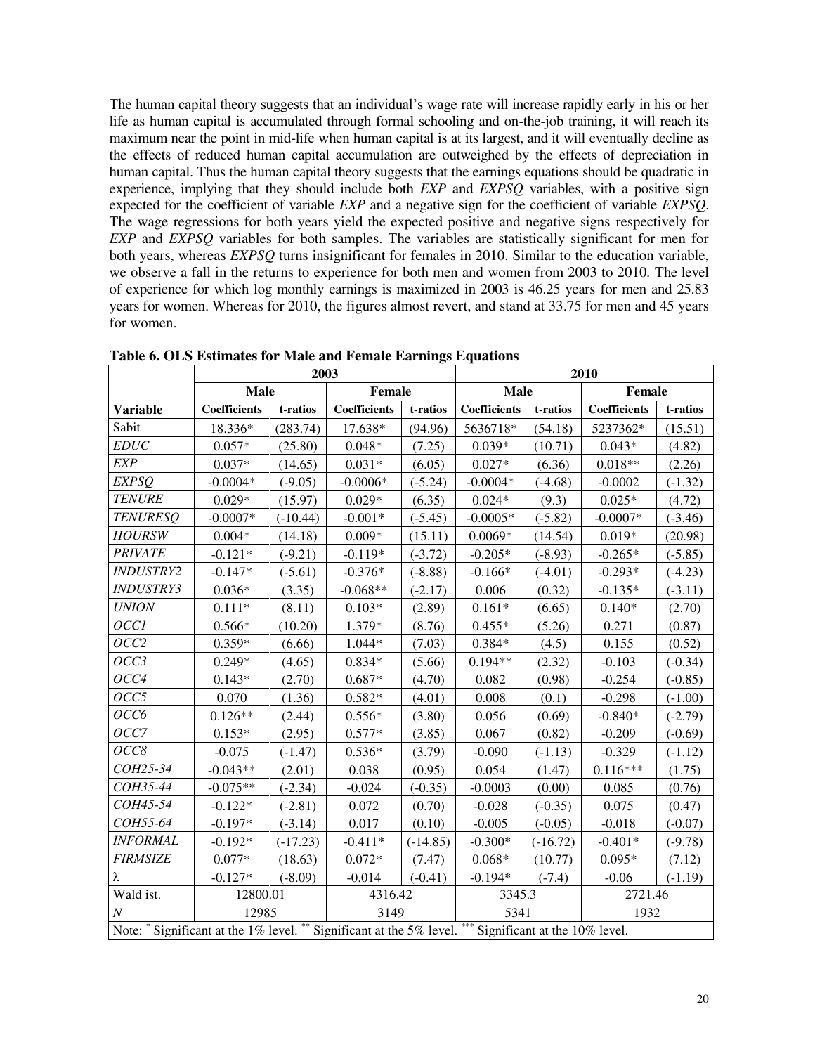The human capital theory suggests that an individual's wage rate will increase rapidly early in his or her life as human capital is accumulated through formal schooling and on-the-job training, it will reach its maximum near the point in mid-life when human capital is at its largest, and it will eventually decline as the effects of reduced human capital accumulation are outweighed by the effects of depreciation in human capital. Thus the human capital theory suggests that the earnings equations should be quadratic in experience, implying that they should include both *EXP* and *EXPSQ* variables, with a positive sign expected for the coefficient of variable *EXP* and a negative sign for the coefficient of variable *EXPSQ*. The wage regressions for both years yield the expected positive and negative signs respectively for *EXP* and *EXPSQ* variables for both samples. The variables are statistically significant for men for both years, whereas *EXPSQ* turns insignificant for females in 2010. Similar to the education variable, we observe a fall in the returns to experience for both men and women from 2003 to 2010. The level of experience for which log monthly earnings is maximized in 2003 is 46.25 years for men and 25.83 years for women. Whereas for 2010, the figures almost revert, and stand at 33.75 for men and 45 years for women.

**Table 6. OLS Estimates for Male and Female Earnings Equations**

| | 2003 | | | | 2010 | | | |
|---|---|---|---|---|---|---|---|---|
| | Male | | Female | | Male | | Female | |
| **Variable** | **Coefficients** | **t-ratios** | **Coefficients** | **t-ratios** | **Coefficients** | **t-ratios** | **Coefficients** | **t-ratios** |
| Sabit | 18.336* | (283.74) | 17.638* | (94.96) | 5636718* | (54.18) | 5237362* | (15.51) |
| *EDUC* | 0.057* | (25.80) | 0.048* | (7.25) | 0.039* | (10.71) | 0.043* | (4.82) |
| *EXP* | 0.037* | (14.65) | 0.031* | (6.05) | 0.027* | (6.36) | 0.018** | (2.26) |
| *EXPSQ* | -0.0004* | (-9.05) | -0.0006* | (-5.24) | -0.0004* | (-4.68) | -0.0002 | (-1.32) |
| *TENURE* | 0.029* | (15.97) | 0.029* | (6.35) | 0.024* | (9.3) | 0.025* | (4.72) |
| *TENURESQ* | -0.0007* | (-10.44) | -0.001* | (-5.45) | -0.0005* | (-5.82) | -0.0007* | (-3.46) |
| *HOURSW* | 0.004* | (14.18) | 0.009* | (15.11) | 0.0069* | (14.54) | 0.019* | (20.98) |
| *PRIVATE* | -0.121* | (-9.21) | -0.119* | (-3.72) | -0.205* | (-8.93) | -0.265* | (-5.85) |
| *INDUSTRY2* | -0.147* | (-5.61) | -0.376* | (-8.88) | -0.166* | (-4.01) | -0.293* | (-4.23) |
| *INDUSTRY3* | 0.036* | (3.35) | -0.068** | (-2.17) | 0.006 | (0.32) | -0.135* | (-3.11) |
| *UNION* | 0.111* | (8.11) | 0.103* | (2.89) | 0.161* | (6.65) | 0.140* | (2.70) |
| *OCC1* | 0.566* | (10.20) | 1.379* | (8.76) | 0.455* | (5.26) | 0.271 | (0.87) |
| *OCC2* | 0.359* | (6.66) | 1.044* | (7.03) | 0.384* | (4.5) | 0.155 | (0.52) |
| *OCC3* | 0.249* | (4.65) | 0.834* | (5.66) | 0.194** | (2.32) | -0.103 | (-0.34) |
| *OCC4* | 0.143* | (2.70) | 0.687* | (4.70) | 0.082 | (0.98) | -0.254 | (-0.85) |
| *OCC5* | 0.070 | (1.36) | 0.582* | (4.01) | 0.008 | (0.1) | -0.298 | (-1.00) |
| *OCC6* | 0.126** | (2.44) | 0.556* | (3.80) | 0.056 | (0.69) | -0.840* | (-2.79) |
| *OCC7* | 0.153* | (2.95) | 0.577* | (3.85) | 0.067 | (0.82) | -0.209 | (-0.69) |
| *OCC8* | -0.075 | (-1.47) | 0.536* | (3.79) | -0.090 | (-1.13) | -0.329 | (-1.12) |
| *COH25-34* | -0.043** | (2.01) | 0.038 | (0.95) | 0.054 | (1.47) | 0.116*** | (1.75) |
| *COH35-44* | -0.075** | (-2.34) | -0.024 | (-0.35) | -0.0003 | (0.00) | 0.085 | (0.76) |
| *COH45-54* | -0.122* | (-2.81) | 0.072 | (0.70) | -0.028 | (-0.35) | 0.075 | (0.47) |
| *COH55-64* | -0.197* | (-3.14) | 0.017 | (0.10) | -0.005 | (-0.05) | -0.018 | (-0.07) |
| *INFORMAL* | -0.192* | (-17.23) | -0.411* | (-14.85) | -0.300* | (-16.72) | -0.401* | (-9.78) |
| *FIRMSIZE* | 0.077* | (18.63) | 0.072* | (7.47) | 0.068* | (10.77) | 0.095* | (7.12) |
| $\lambda$ | -0.127* | (-8.09) | -0.014 | (-0.41) | -0.194* | (-7.4) | -0.06 | (-1.19) |
| Wald ist. | 12800.01 | | 4316.42 | | 3345.3 | | 2721.46 | |
| *N* | 12985 | | 3149 | | 5341 | | 1932 | |

Note: * Significant at the 1% level. ** Significant at the 5% level. *** Significant at the 10% level.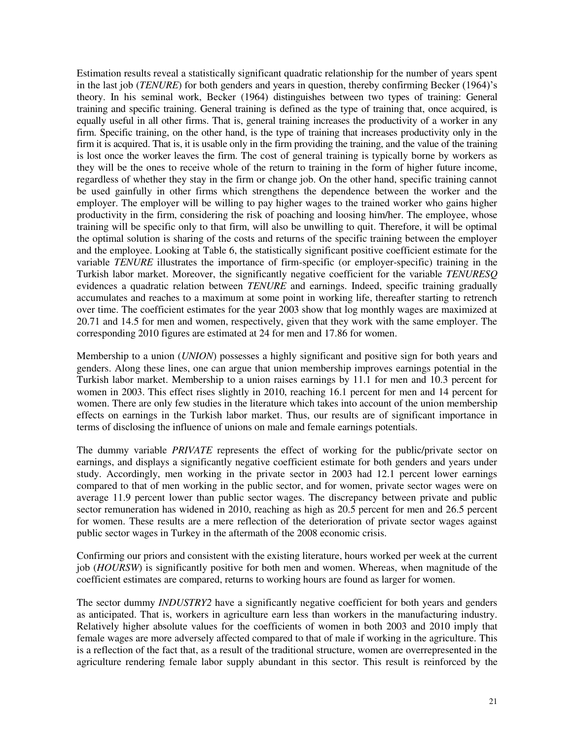Estimation results reveal a statistically significant quadratic relationship for the number of years spent in the last job (*TENURE*) for both genders and years in question, thereby confirming Becker (1964)'s theory. In his seminal work, Becker (1964) distinguishes between two types of training: General training and specific training. General training is defined as the type of training that, once acquired, is equally useful in all other firms. That is, general training increases the productivity of a worker in any firm. Specific training, on the other hand, is the type of training that increases productivity only in the firm it is acquired. That is, it is usable only in the firm providing the training, and the value of the training is lost once the worker leaves the firm. The cost of general training is typically borne by workers as they will be the ones to receive whole of the return to training in the form of higher future income, regardless of whether they stay in the firm or change job. On the other hand, specific training cannot be used gainfully in other firms which strengthens the dependence between the worker and the employer. The employer will be willing to pay higher wages to the trained worker who gains higher productivity in the firm, considering the risk of poaching and loosing him/her. The employee, whose training will be specific only to that firm, will also be unwilling to quit. Therefore, it will be optimal the optimal solution is sharing of the costs and returns of the specific training between the employer and the employee. Looking at Table 6, the statistically significant positive coefficient estimate for the variable *TENURE* illustrates the importance of firm-specific (or employer-specific) training in the Turkish labor market. Moreover, the significantly negative coefficient for the variable *TENURESQ* evidences a quadratic relation between *TENURE* and earnings. Indeed, specific training gradually accumulates and reaches to a maximum at some point in working life, thereafter starting to retrench over time. The coefficient estimates for the year 2003 show that log monthly wages are maximized at 20.71 and 14.5 for men and women, respectively, given that they work with the same employer. The corresponding 2010 figures are estimated at 24 for men and 17.86 for women.

Membership to a union (*UNION*) possesses a highly significant and positive sign for both years and genders. Along these lines, one can argue that union membership improves earnings potential in the Turkish labor market. Membership to a union raises earnings by 11.1 for men and 10.3 percent for women in 2003. This effect rises slightly in 2010, reaching 16.1 percent for men and 14 percent for women. There are only few studies in the literature which takes into account of the union membership effects on earnings in the Turkish labor market. Thus, our results are of significant importance in terms of disclosing the influence of unions on male and female earnings potentials.

The dummy variable *PRIVATE* represents the effect of working for the public/private sector on earnings, and displays a significantly negative coefficient estimate for both genders and years under study. Accordingly, men working in the private sector in 2003 had 12.1 percent lower earnings compared to that of men working in the public sector, and for women, private sector wages were on average 11.9 percent lower than public sector wages. The discrepancy between private and public sector remuneration has widened in 2010, reaching as high as 20.5 percent for men and 26.5 percent for women. These results are a mere reflection of the deterioration of private sector wages against public sector wages in Turkey in the aftermath of the 2008 economic crisis.

Confirming our priors and consistent with the existing literature, hours worked per week at the current job (*HOURSW*) is significantly positive for both men and women. Whereas, when magnitude of the coefficient estimates are compared, returns to working hours are found as larger for women.

The sector dummy *INDUSTRY2* have a significantly negative coefficient for both years and genders as anticipated. That is, workers in agriculture earn less than workers in the manufacturing industry. Relatively higher absolute values for the coefficients of women in both 2003 and 2010 imply that female wages are more adversely affected compared to that of male if working in the agriculture. This is a reflection of the fact that, as a result of the traditional structure, women are overrepresented in the agriculture rendering female labor supply abundant in this sector. This result is reinforced by the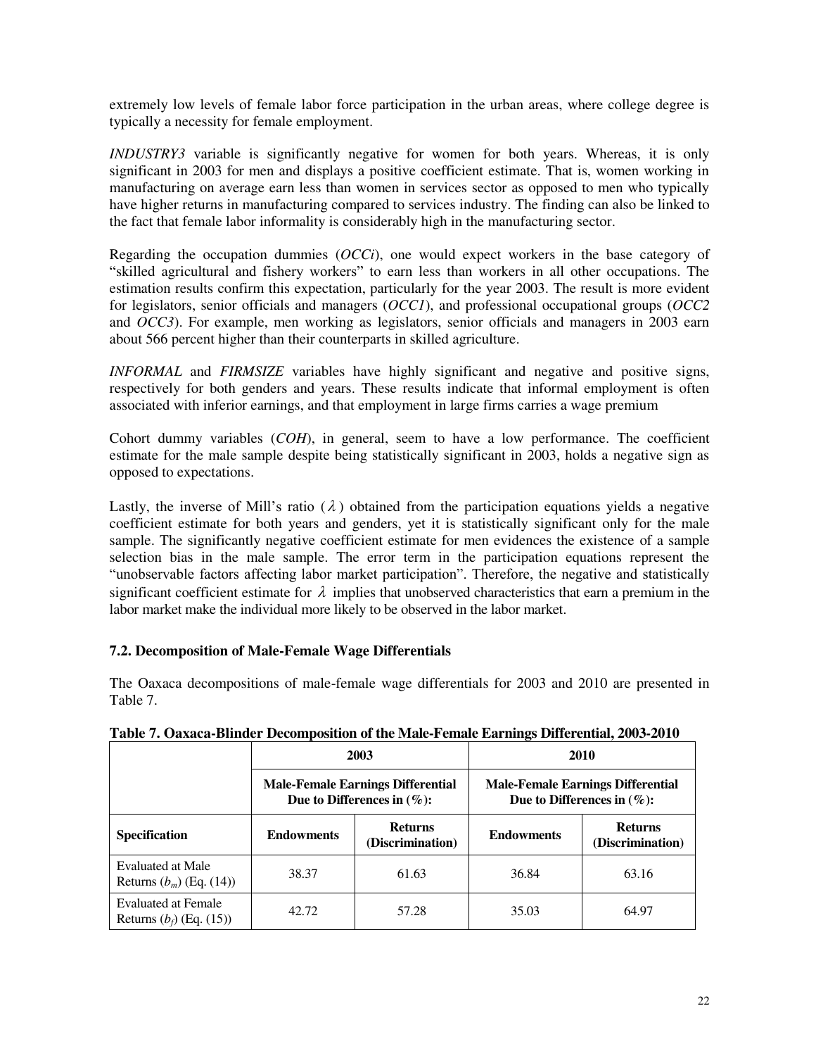extremely low levels of female labor force participation in the urban areas, where college degree is typically a necessity for female employment.

*INDUSTRY3* variable is significantly negative for women for both years. Whereas, it is only significant in 2003 for men and displays a positive coefficient estimate. That is, women working in manufacturing on average earn less than women in services sector as opposed to men who typically have higher returns in manufacturing compared to services industry. The finding can also be linked to the fact that female labor informality is considerably high in the manufacturing sector.

Regarding the occupation dummies (*OCCi*), one would expect workers in the base category of "skilled agricultural and fishery workers" to earn less than workers in all other occupations. The estimation results confirm this expectation, particularly for the year 2003. The result is more evident for legislators, senior officials and managers (*OCC1*), and professional occupational groups (*OCC2* and *OCC3*). For example, men working as legislators, senior officials and managers in 2003 earn about 566 percent higher than their counterparts in skilled agriculture.

*INFORMAL* and *FIRMSIZE* variables have highly significant and negative and positive signs, respectively for both genders and years. These results indicate that informal employment is often associated with inferior earnings, and that employment in large firms carries a wage premium

Cohort dummy variables (*COH*), in general, seem to have a low performance. The coefficient estimate for the male sample despite being statistically significant in 2003, holds a negative sign as opposed to expectations.

Lastly, the inverse of Mill's ratio ($\lambda$) obtained from the participation equations yields a negative coefficient estimate for both years and genders, yet it is statistically significant only for the male sample. The significantly negative coefficient estimate for men evidences the existence of a sample selection bias in the male sample. The error term in the participation equations represent the "unobservable factors affecting labor market participation". Therefore, the negative and statistically significant coefficient estimate for $\lambda$ implies that unobserved characteristics that earn a premium in the labor market make the individual more likely to be observed in the labor market.

### 7.2. Decomposition of Male-Female Wage Differentials

The Oaxaca decompositions of male-female wage differentials for 2003 and 2010 are presented in Table 7.

**Table 7. Oaxaca-Blinder Decomposition of the Male-Female Earnings Differential, 2003-2010**

| | 2003 | | 2010 | |
|---|---|---|---|---|
| | Male-Female Earnings Differential Due to Differences in (%): | | Male-Female Earnings Differential Due to Differences in (%): | |
| **Specification** | **Endowments** | **Returns (Discrimination)** | **Endowments** | **Returns (Discrimination)** |
| Evaluated at Male Returns ($b_m$) (Eq. (14)) | 38.37 | 61.63 | 36.84 | 63.16 |
| Evaluated at Female Returns ($b_f$) (Eq. (15)) | 42.72 | 57.28 | 35.03 | 64.97 |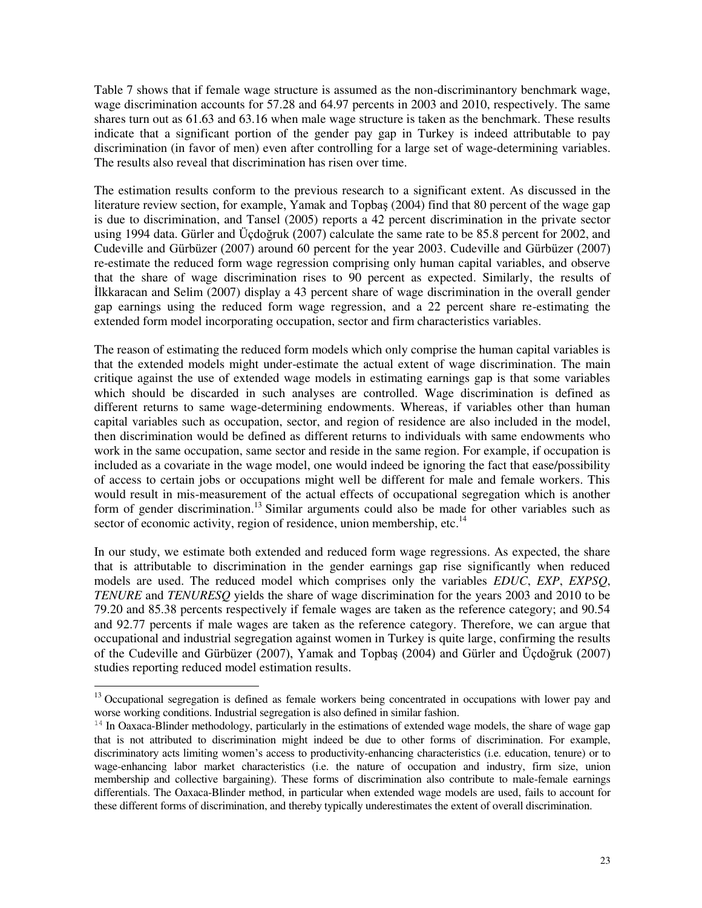Table 7 shows that if female wage structure is assumed as the non-discriminantory benchmark wage, wage discrimination accounts for 57.28 and 64.97 percents in 2003 and 2010, respectively. The same shares turn out as 61.63 and 63.16 when male wage structure is taken as the benchmark. These results indicate that a significant portion of the gender pay gap in Turkey is indeed attributable to pay discrimination (in favor of men) even after controlling for a large set of wage-determining variables. The results also reveal that discrimination has risen over time.

The estimation results conform to the previous research to a significant extent. As discussed in the literature review section, for example, Yamak and Topbaş (2004) find that 80 percent of the wage gap is due to discrimination, and Tansel (2005) reports a 42 percent discrimination in the private sector using 1994 data. Gürler and Üçdoğruk (2007) calculate the same rate to be 85.8 percent for 2002, and Cudeville and Gürbüzer (2007) around 60 percent for the year 2003. Cudeville and Gürbüzer (2007) re-estimate the reduced form wage regression comprising only human capital variables, and observe that the share of wage discrimination rises to 90 percent as expected. Similarly, the results of İlkkaracan and Selim (2007) display a 43 percent share of wage discrimination in the overall gender gap earnings using the reduced form wage regression, and a 22 percent share re-estimating the extended form model incorporating occupation, sector and firm characteristics variables.

The reason of estimating the reduced form models which only comprise the human capital variables is that the extended models might under-estimate the actual extent of wage discrimination. The main critique against the use of extended wage models in estimating earnings gap is that some variables which should be discarded in such analyses are controlled. Wage discrimination is defined as different returns to same wage-determining endowments. Whereas, if variables other than human capital variables such as occupation, sector, and region of residence are also included in the model, then discrimination would be defined as different returns to individuals with same endowments who work in the same occupation, same sector and reside in the same region. For example, if occupation is included as a covariate in the wage model, one would indeed be ignoring the fact that ease/possibility of access to certain jobs or occupations might well be different for male and female workers. This would result in mis-measurement of the actual effects of occupational segregation which is another form of gender discrimination.[13] Similar arguments could also be made for other variables such as sector of economic activity, region of residence, union membership, etc.[14]

In our study, we estimate both extended and reduced form wage regressions. As expected, the share that is attributable to discrimination in the gender earnings gap rise significantly when reduced models are used. The reduced model which comprises only the variables *EDUC*, *EXP*, *EXPSQ*, *TENURE* and *TENURESQ* yields the share of wage discrimination for the years 2003 and 2010 to be 79.20 and 85.38 percents respectively if female wages are taken as the reference category; and 90.54 and 92.77 percents if male wages are taken as the reference category. Therefore, we can argue that occupational and industrial segregation against women in Turkey is quite large, confirming the results of the Cudeville and Gürbüzer (2007), Yamak and Topbaş (2004) and Gürler and Üçdoğruk (2007) studies reporting reduced model estimation results.

---

[13] Occupational segregation is defined as female workers being concentrated in occupations with lower pay and worse working conditions. Industrial segregation is also defined in similar fashion.

[14] In Oaxaca-Blinder methodology, particularly in the estimations of extended wage models, the share of wage gap that is not attributed to discrimination might indeed be due to other forms of discrimination. For example, discriminatory acts limiting women's access to productivity-enhancing characteristics (i.e. education, tenure) or to wage-enhancing labor market characteristics (i.e. the nature of occupation and industry, firm size, union membership and collective bargaining). These forms of discrimination also contribute to male-female earnings differentials. The Oaxaca-Blinder method, in particular when extended wage models are used, fails to account for these different forms of discrimination, and thereby typically underestimates the extent of overall discrimination.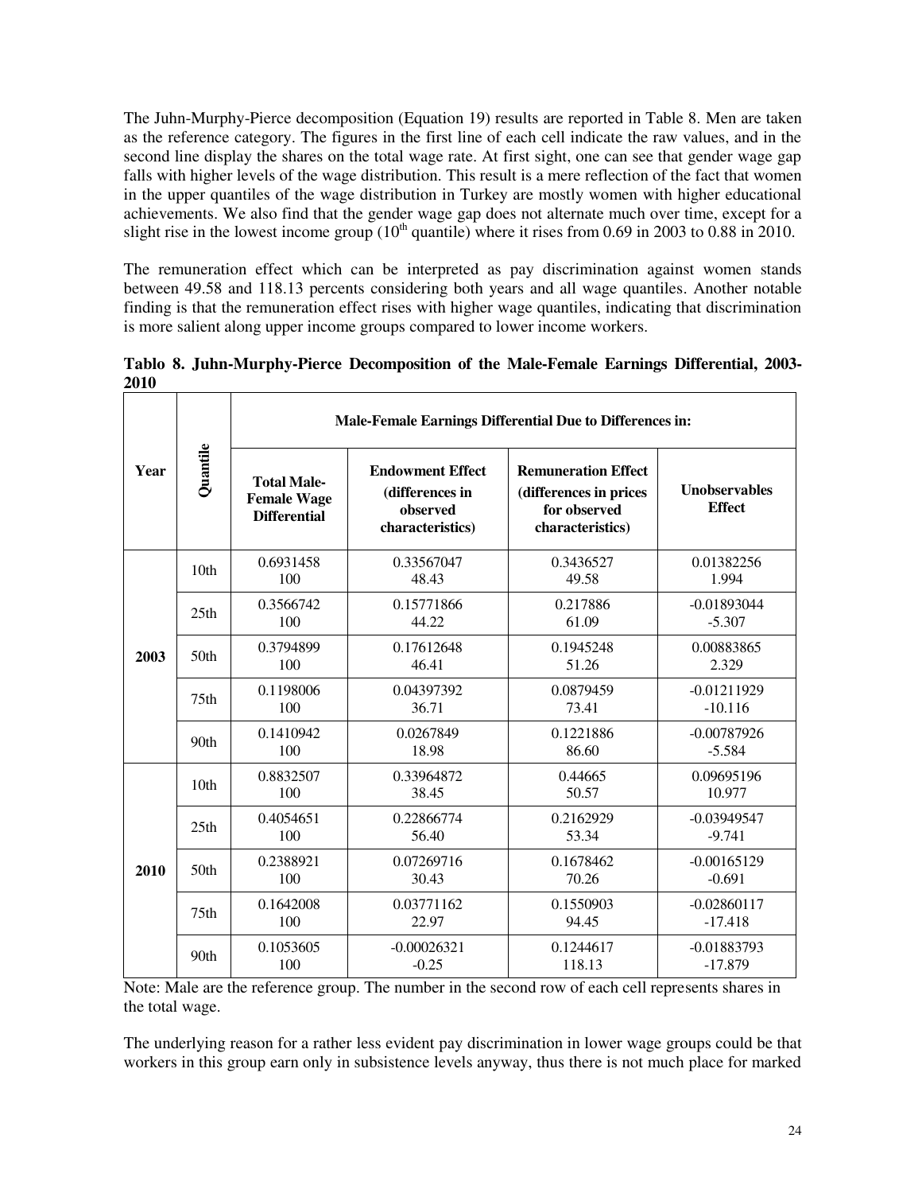The Juhn-Murphy-Pierce decomposition (Equation 19) results are reported in Table 8. Men are taken as the reference category. The figures in the first line of each cell indicate the raw values, and in the second line display the shares on the total wage rate. At first sight, one can see that gender wage gap falls with higher levels of the wage distribution. This result is a mere reflection of the fact that women in the upper quantiles of the wage distribution in Turkey are mostly women with higher educational achievements. We also find that the gender wage gap does not alternate much over time, except for a slight rise in the lowest income group (10th quantile) where it rises from 0.69 in 2003 to 0.88 in 2010.

The remuneration effect which can be interpreted as pay discrimination against women stands between 49.58 and 118.13 percents considering both years and all wage quantiles. Another notable finding is that the remuneration effect rises with higher wage quantiles, indicating that discrimination is more salient along upper income groups compared to lower income workers.

**Tablo 8. Juhn-Murphy-Pierce Decomposition of the Male-Female Earnings Differential, 2003-2010**

| Year | Quantile | Male-Female Earnings Differential Due to Differences in: | | | |
|---|---|---|---|---|---|
| | | **Total Male-Female Wage Differential** | **Endowment Effect (differences in observed characteristics)** | **Remuneration Effect (differences in prices for observed characteristics)** | **Unobservables Effect** |
| **2003** | 10th | 0.6931458<br>100 | 0.33567047<br>48.43 | 0.3436527<br>49.58 | 0.01382256<br>1.994 |
| | 25th | 0.3566742<br>100 | 0.15771866<br>44.22 | 0.217886<br>61.09 | -0.01893044<br>-5.307 |
| | 50th | 0.3794899<br>100 | 0.17612648<br>46.41 | 0.1945248<br>51.26 | 0.00883865<br>2.329 |
| | 75th | 0.1198006<br>100 | 0.04397392<br>36.71 | 0.0879459<br>73.41 | -0.01211929<br>-10.116 |
| | 90th | 0.1410942<br>100 | 0.0267849<br>18.98 | 0.1221886<br>86.60 | -0.00787926<br>-5.584 |
| **2010** | 10th | 0.8832507<br>100 | 0.33964872<br>38.45 | 0.44665<br>50.57 | 0.09695196<br>10.977 |
| | 25th | 0.4054651<br>100 | 0.22866774<br>56.40 | 0.2162929<br>53.34 | -0.03949547<br>-9.741 |
| | 50th | 0.2388921<br>100 | 0.07269716<br>30.43 | 0.1678462<br>70.26 | -0.00165129<br>-0.691 |
| | 75th | 0.1642008<br>100 | 0.03771162<br>22.97 | 0.1550903<br>94.45 | -0.02860117<br>-17.418 |
| | 90th | 0.1053605<br>100 | -0.00026321<br>-0.25 | 0.1244617<br>118.13 | -0.01883793<br>-17.879 |

Note: Male are the reference group. The number in the second row of each cell represents shares in the total wage.

The underlying reason for a rather less evident pay discrimination in lower wage groups could be that workers in this group earn only in subsistence levels anyway, thus there is not much place for marked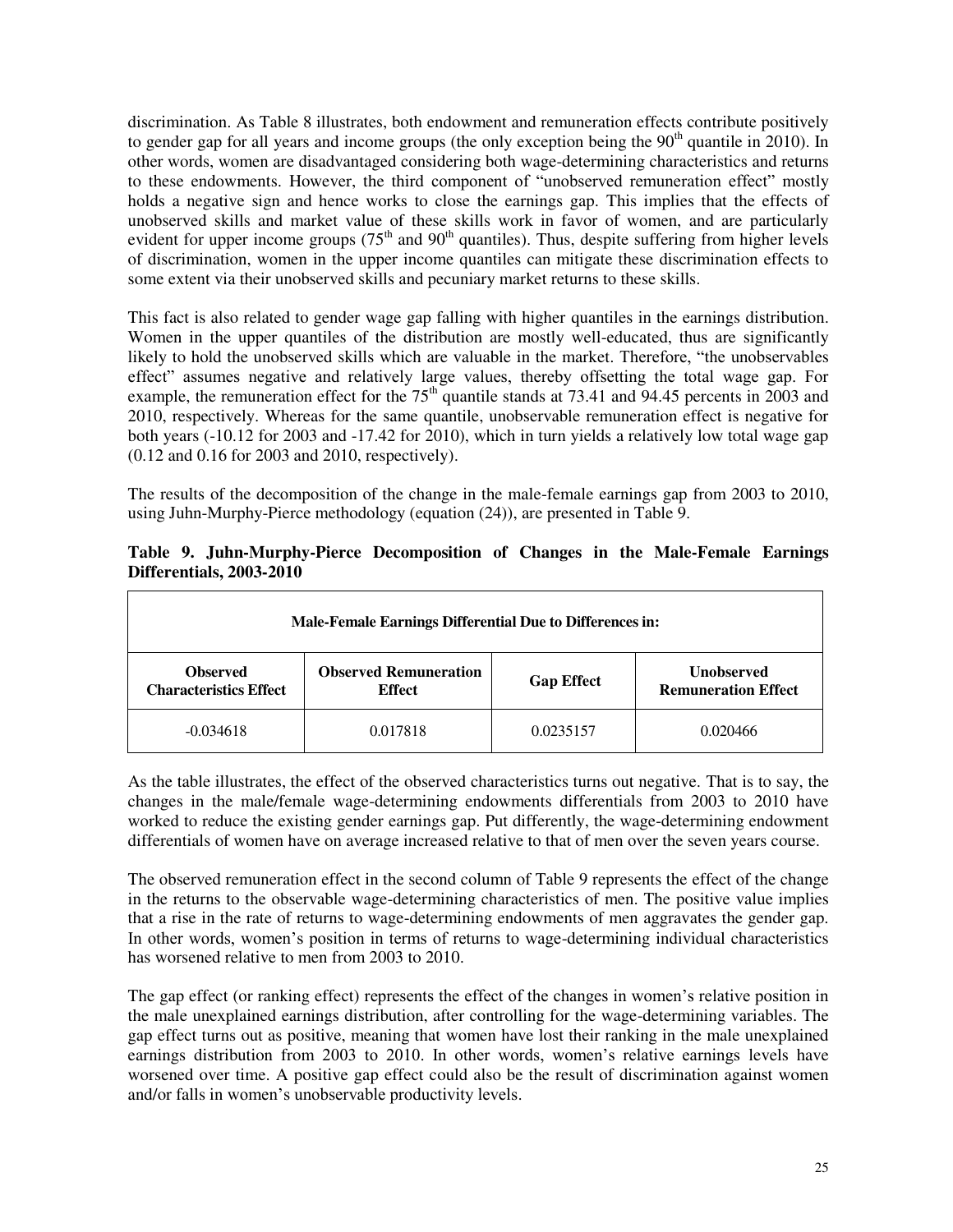discrimination. As Table 8 illustrates, both endowment and remuneration effects contribute positively to gender gap for all years and income groups (the only exception being the $90^{th}$ quantile in 2010). In other words, women are disadvantaged considering both wage-determining characteristics and returns to these endowments. However, the third component of "unobserved remuneration effect" mostly holds a negative sign and hence works to close the earnings gap. This implies that the effects of unobserved skills and market value of these skills work in favor of women, and are particularly evident for upper income groups ($75^{th}$ and $90^{th}$ quantiles). Thus, despite suffering from higher levels of discrimination, women in the upper income quantiles can mitigate these discrimination effects to some extent via their unobserved skills and pecuniary market returns to these skills.

This fact is also related to gender wage gap falling with higher quantiles in the earnings distribution. Women in the upper quantiles of the distribution are mostly well-educated, thus are significantly likely to hold the unobserved skills which are valuable in the market. Therefore, "the unobservables effect" assumes negative and relatively large values, thereby offsetting the total wage gap. For example, the remuneration effect for the $75^{th}$ quantile stands at 73.41 and 94.45 percents in 2003 and 2010, respectively. Whereas for the same quantile, unobservable remuneration effect is negative for both years (-10.12 for 2003 and -17.42 for 2010), which in turn yields a relatively low total wage gap (0.12 and 0.16 for 2003 and 2010, respectively).

The results of the decomposition of the change in the male-female earnings gap from 2003 to 2010, using Juhn-Murphy-Pierce methodology (equation (24)), are presented in Table 9.

**Table 9. Juhn-Murphy-Pierce Decomposition of Changes in the Male-Female Earnings Differentials, 2003-2010**

| Male-Female Earnings Differential Due to Differences in: | | | |
|---|---|---|---|
| **Observed Characteristics Effect** | **Observed Remuneration Effect** | **Gap Effect** | **Unobserved Remuneration Effect** |
| -0.034618 | 0.017818 | 0.0235157 | 0.020466 |

As the table illustrates, the effect of the observed characteristics turns out negative. That is to say, the changes in the male/female wage-determining endowments differentials from 2003 to 2010 have worked to reduce the existing gender earnings gap. Put differently, the wage-determining endowment differentials of women have on average increased relative to that of men over the seven years course.

The observed remuneration effect in the second column of Table 9 represents the effect of the change in the returns to the observable wage-determining characteristics of men. The positive value implies that a rise in the rate of returns to wage-determining endowments of men aggravates the gender gap. In other words, women's position in terms of returns to wage-determining individual characteristics has worsened relative to men from 2003 to 2010.

The gap effect (or ranking effect) represents the effect of the changes in women's relative position in the male unexplained earnings distribution, after controlling for the wage-determining variables. The gap effect turns out as positive, meaning that women have lost their ranking in the male unexplained earnings distribution from 2003 to 2010. In other words, women's relative earnings levels have worsened over time. A positive gap effect could also be the result of discrimination against women and/or falls in women's unobservable productivity levels.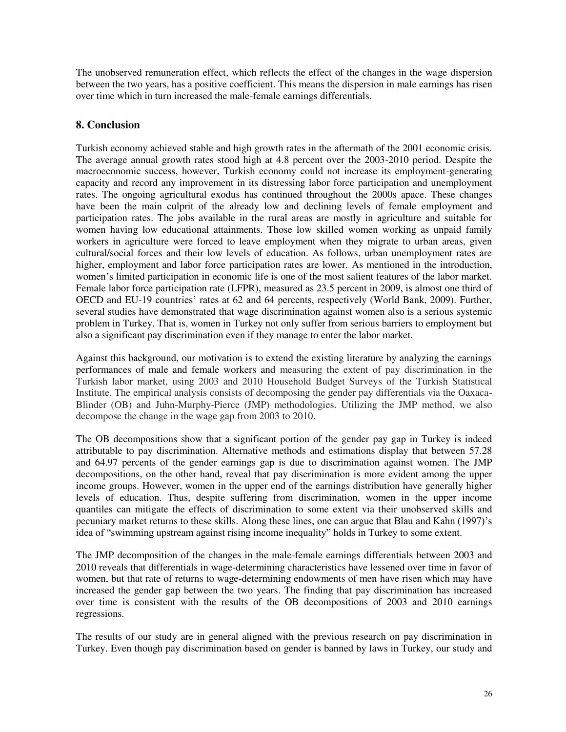The unobserved remuneration effect, which reflects the effect of the changes in the wage dispersion between the two years, has a positive coefficient. This means the dispersion in male earnings has risen over time which in turn increased the male-female earnings differentials.

## 8. Conclusion

Turkish economy achieved stable and high growth rates in the aftermath of the 2001 economic crisis. The average annual growth rates stood high at 4.8 percent over the 2003-2010 period. Despite the macroeconomic success, however, Turkish economy could not increase its employment-generating capacity and record any improvement in its distressing labor force participation and unemployment rates. The ongoing agricultural exodus has continued throughout the 2000s apace. These changes have been the main culprit of the already low and declining levels of female employment and participation rates. The jobs available in the rural areas are mostly in agriculture and suitable for women having low educational attainments. Those low skilled women working as unpaid family workers in agriculture were forced to leave employment when they migrate to urban areas, given cultural/social forces and their low levels of education. As follows, urban unemployment rates are higher, employment and labor force participation rates are lower. As mentioned in the introduction, women's limited participation in economic life is one of the most salient features of the labor market. Female labor force participation rate (LFPR), measured as 23.5 percent in 2009, is almost one third of OECD and EU-19 countries' rates at 62 and 64 percents, respectively (World Bank, 2009). Further, several studies have demonstrated that wage discrimination against women also is a serious systemic problem in Turkey. That is, women in Turkey not only suffer from serious barriers to employment but also a significant pay discrimination even if they manage to enter the labor market.

Against this background, our motivation is to extend the existing literature by analyzing the earnings performances of male and female workers and measuring the extent of pay discrimination in the Turkish labor market, using 2003 and 2010 Household Budget Surveys of the Turkish Statistical Institute. The empirical analysis consists of decomposing the gender pay differentials via the Oaxaca-Blinder (OB) and Juhn-Murphy-Pierce (JMP) methodologies. Utilizing the JMP method, we also decompose the change in the wage gap from 2003 to 2010.

The OB decompositions show that a significant portion of the gender pay gap in Turkey is indeed attributable to pay discrimination. Alternative methods and estimations display that between 57.28 and 64.97 percents of the gender earnings gap is due to discrimination against women. The JMP decompositions, on the other hand, reveal that pay discrimination is more evident among the upper income groups. However, women in the upper end of the earnings distribution have generally higher levels of education. Thus, despite suffering from discrimination, women in the upper income quantiles can mitigate the effects of discrimination to some extent via their unobserved skills and pecuniary market returns to these skills. Along these lines, one can argue that Blau and Kahn (1997)'s idea of "swimming upstream against rising income inequality" holds in Turkey to some extent.

The JMP decomposition of the changes in the male-female earnings differentials between 2003 and 2010 reveals that differentials in wage-determining characteristics have lessened over time in favor of women, but that rate of returns to wage-determining endowments of men have risen which may have increased the gender gap between the two years. The finding that pay discrimination has increased over time is consistent with the results of the OB decompositions of 2003 and 2010 earnings regressions.

The results of our study are in general aligned with the previous research on pay discrimination in Turkey. Even though pay discrimination based on gender is banned by laws in Turkey, our study and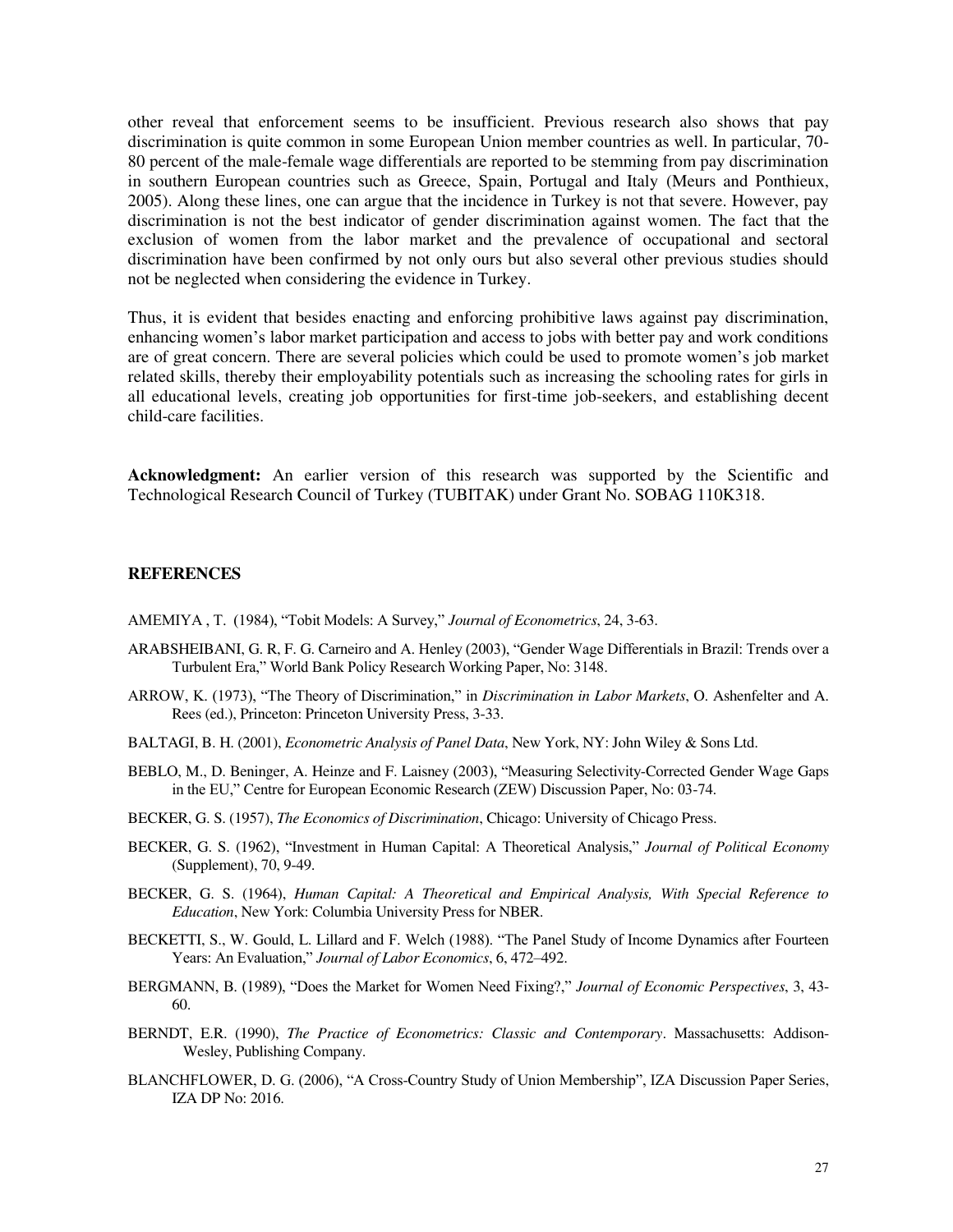other reveal that enforcement seems to be insufficient. Previous research also shows that pay discrimination is quite common in some European Union member countries as well. In particular, 70-80 percent of the male-female wage differentials are reported to be stemming from pay discrimination in southern European countries such as Greece, Spain, Portugal and Italy (Meurs and Ponthieux, 2005). Along these lines, one can argue that the incidence in Turkey is not that severe. However, pay discrimination is not the best indicator of gender discrimination against women. The fact that the exclusion of women from the labor market and the prevalence of occupational and sectoral discrimination have been confirmed by not only ours but also several other previous studies should not be neglected when considering the evidence in Turkey.

Thus, it is evident that besides enacting and enforcing prohibitive laws against pay discrimination, enhancing women's labor market participation and access to jobs with better pay and work conditions are of great concern. There are several policies which could be used to promote women's job market related skills, thereby their employability potentials such as increasing the schooling rates for girls in all educational levels, creating job opportunities for first-time job-seekers, and establishing decent child-care facilities.

**Acknowledgment:** An earlier version of this research was supported by the Scientific and Technological Research Council of Turkey (TUBITAK) under Grant No. SOBAG 110K318.

## REFERENCES

AMEMIYA , T. (1984), "Tobit Models: A Survey," *Journal of Econometrics*, 24, 3-63.

ARABSHEIBANI, G. R, F. G. Carneiro and A. Henley (2003), "Gender Wage Differentials in Brazil: Trends over a Turbulent Era," World Bank Policy Research Working Paper, No: 3148.

ARROW, K. (1973), "The Theory of Discrimination," in *Discrimination in Labor Markets*, O. Ashenfelter and A. Rees (ed.), Princeton: Princeton University Press, 3-33.

BALTAGI, B. H. (2001), *Econometric Analysis of Panel Data*, New York, NY: John Wiley & Sons Ltd.

BEBLO, M., D. Beninger, A. Heinze and F. Laisney (2003), "Measuring Selectivity-Corrected Gender Wage Gaps in the EU," Centre for European Economic Research (ZEW) Discussion Paper, No: 03-74.

BECKER, G. S. (1957), *The Economics of Discrimination*, Chicago: University of Chicago Press.

BECKER, G. S. (1962), "Investment in Human Capital: A Theoretical Analysis," *Journal of Political Economy* (Supplement), 70, 9-49.

BECKER, G. S. (1964), *Human Capital: A Theoretical and Empirical Analysis, With Special Reference to Education*, New York: Columbia University Press for NBER.

BECKETTI, S., W. Gould, L. Lillard and F. Welch (1988). "The Panel Study of Income Dynamics after Fourteen Years: An Evaluation," *Journal of Labor Economics*, 6, 472–492.

BERGMANN, B. (1989), "Does the Market for Women Need Fixing?," *Journal of Economic Perspectives*, 3, 43-60.

BERNDT, E.R. (1990), *The Practice of Econometrics: Classic and Contemporary*. Massachusetts: Addison-Wesley, Publishing Company.

BLANCHFLOWER, D. G. (2006), "A Cross-Country Study of Union Membership", IZA Discussion Paper Series, IZA DP No: 2016.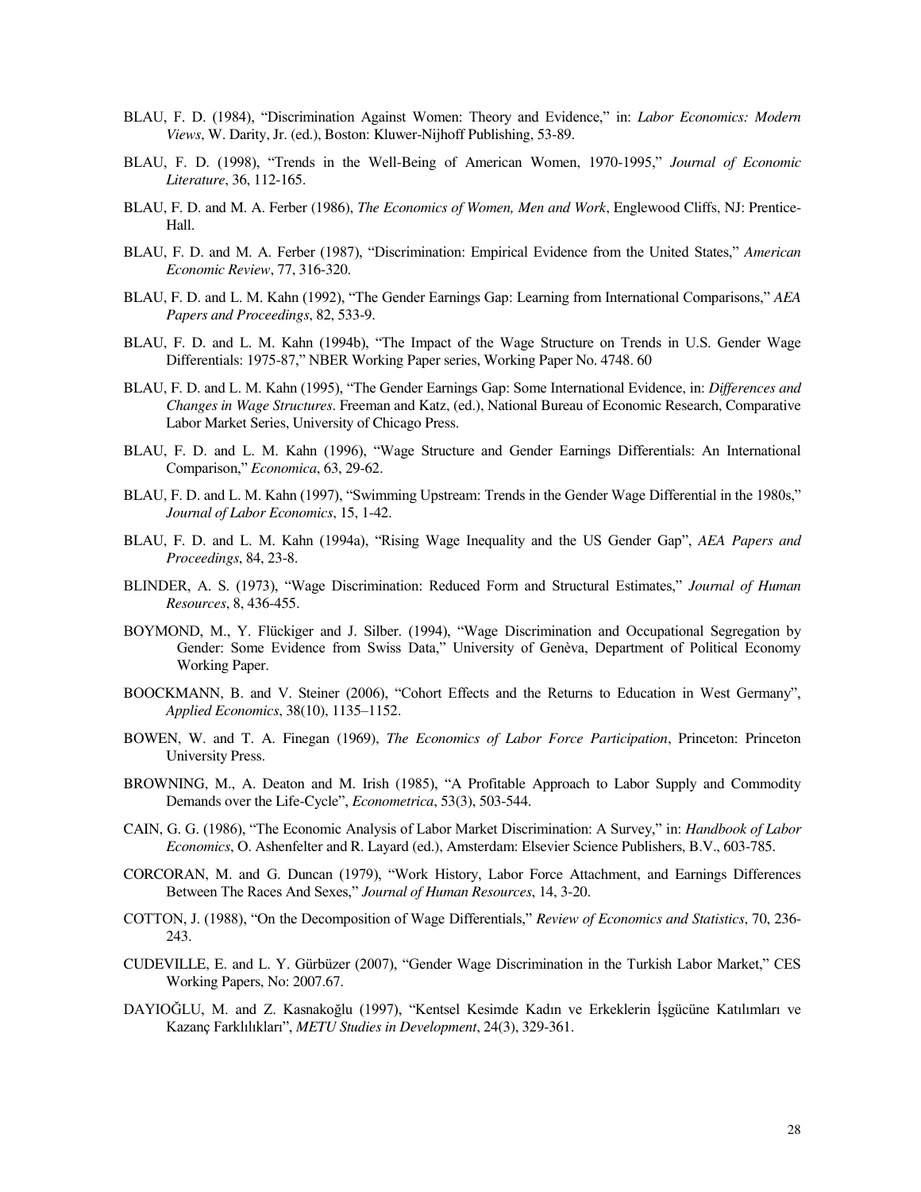BLAU, F. D. (1984), "Discrimination Against Women: Theory and Evidence," in: *Labor Economics: Modern Views*, W. Darity, Jr. (ed.), Boston: Kluwer-Nijhoff Publishing, 53-89.

BLAU, F. D. (1998), "Trends in the Well-Being of American Women, 1970-1995," *Journal of Economic Literature*, 36, 112-165.

BLAU, F. D. and M. A. Ferber (1986), *The Economics of Women, Men and Work*, Englewood Cliffs, NJ: Prentice-Hall.

BLAU, F. D. and M. A. Ferber (1987), "Discrimination: Empirical Evidence from the United States," *American Economic Review*, 77, 316-320.

BLAU, F. D. and L. M. Kahn (1992), "The Gender Earnings Gap: Learning from International Comparisons," *AEA Papers and Proceedings*, 82, 533-9.

BLAU, F. D. and L. M. Kahn (1994b), "The Impact of the Wage Structure on Trends in U.S. Gender Wage Differentials: 1975-87," NBER Working Paper series, Working Paper No. 4748. 60

BLAU, F. D. and L. M. Kahn (1995), "The Gender Earnings Gap: Some International Evidence, in: *Differences and Changes in Wage Structures*. Freeman and Katz, (ed.), National Bureau of Economic Research, Comparative Labor Market Series, University of Chicago Press.

BLAU, F. D. and L. M. Kahn (1996), "Wage Structure and Gender Earnings Differentials: An International Comparison," *Economica*, 63, 29-62.

BLAU, F. D. and L. M. Kahn (1997), "Swimming Upstream: Trends in the Gender Wage Differential in the 1980s," *Journal of Labor Economics*, 15, 1-42.

BLAU, F. D. and L. M. Kahn (1994a), "Rising Wage Inequality and the US Gender Gap", *AEA Papers and Proceedings*, 84, 23-8.

BLINDER, A. S. (1973), "Wage Discrimination: Reduced Form and Structural Estimates," *Journal of Human Resources*, 8, 436-455.

BOYMOND, M., Y. Flückiger and J. Silber. (1994), "Wage Discrimination and Occupational Segregation by Gender: Some Evidence from Swiss Data," University of Genèva, Department of Political Economy Working Paper.

BOOCKMANN, B. and V. Steiner (2006), "Cohort Effects and the Returns to Education in West Germany", *Applied Economics*, 38(10), 1135–1152.

BOWEN, W. and T. A. Finegan (1969), *The Economics of Labor Force Participation*, Princeton: Princeton University Press.

BROWNING, M., A. Deaton and M. Irish (1985), "A Profitable Approach to Labor Supply and Commodity Demands over the Life-Cycle", *Econometrica*, 53(3), 503-544.

CAIN, G. G. (1986), "The Economic Analysis of Labor Market Discrimination: A Survey," in: *Handbook of Labor Economics*, O. Ashenfelter and R. Layard (ed.), Amsterdam: Elsevier Science Publishers, B.V., 603-785.

CORCORAN, M. and G. Duncan (1979), "Work History, Labor Force Attachment, and Earnings Differences Between The Races And Sexes," *Journal of Human Resources*, 14, 3-20.

COTTON, J. (1988), "On the Decomposition of Wage Differentials," *Review of Economics and Statistics*, 70, 236-243.

CUDEVILLE, E. and L. Y. Gürbüzer (2007), "Gender Wage Discrimination in the Turkish Labor Market," CES Working Papers, No: 2007.67.

DAYIOĞLU, M. and Z. Kasnakoğlu (1997), "Kentsel Kesimde Kadın ve Erkeklerin İşgücüne Katılımları ve Kazanç Farklılıkları", *METU Studies in Development*, 24(3), 329-361.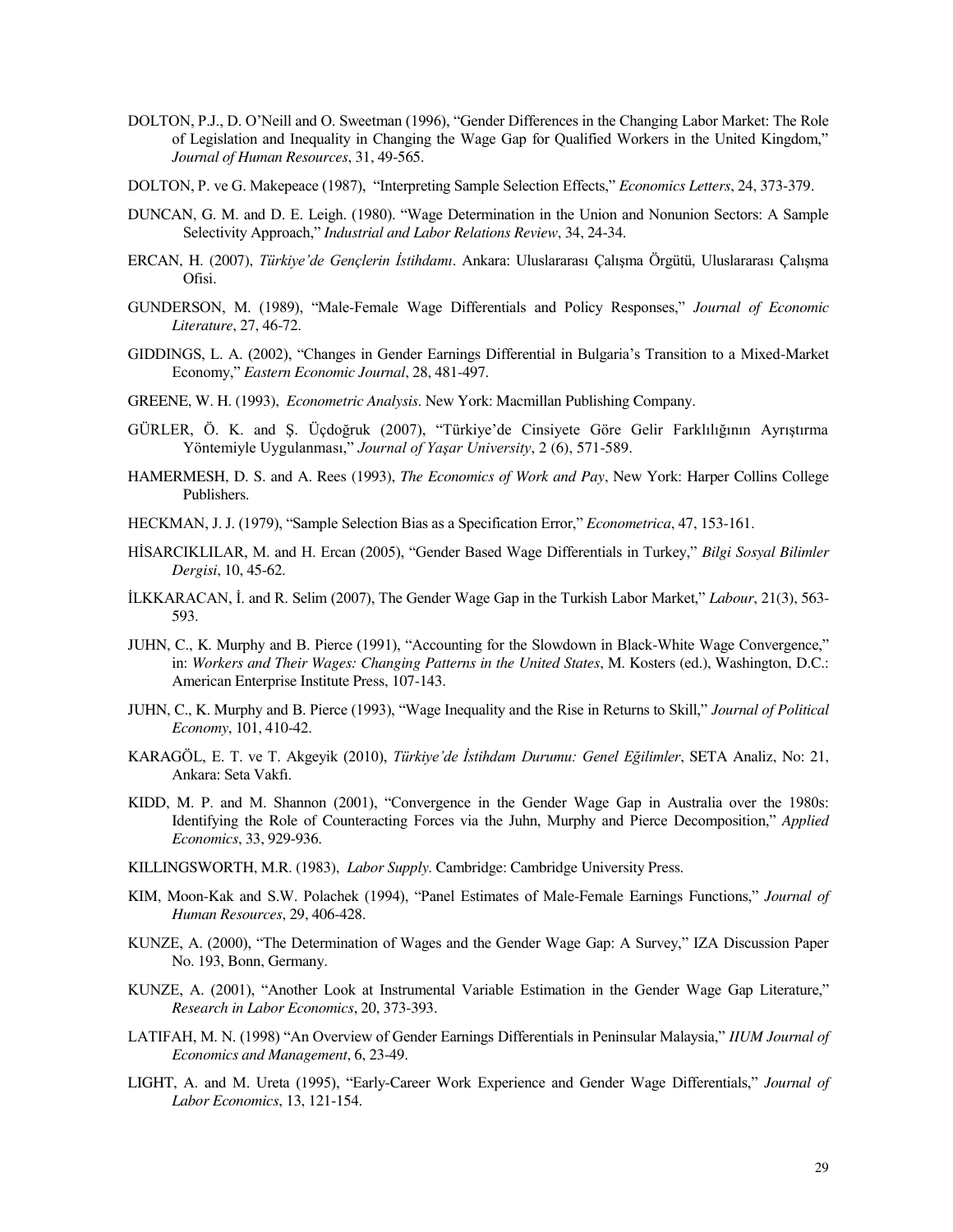DOLTON, P.J., D. O'Neill and O. Sweetman (1996), "Gender Differences in the Changing Labor Market: The Role of Legislation and Inequality in Changing the Wage Gap for Qualified Workers in the United Kingdom," *Journal of Human Resources*, 31, 49-565.

DOLTON, P. ve G. Makepeace (1987), "Interpreting Sample Selection Effects," *Economics Letters*, 24, 373-379.

DUNCAN, G. M. and D. E. Leigh. (1980). "Wage Determination in the Union and Nonunion Sectors: A Sample Selectivity Approach," *Industrial and Labor Relations Review*, 34, 24-34.

ERCAN, H. (2007), *Türkiye'de Gençlerin İstihdamı*. Ankara: Uluslararası Çalışma Örgütü, Uluslararası Çalışma Ofisi.

GUNDERSON, M. (1989), "Male-Female Wage Differentials and Policy Responses," *Journal of Economic Literature*, 27, 46-72.

GIDDINGS, L. A. (2002), "Changes in Gender Earnings Differential in Bulgaria's Transition to a Mixed-Market Economy," *Eastern Economic Journal*, 28, 481-497.

GREENE, W. H. (1993), *Econometric Analysis*. New York: Macmillan Publishing Company.

GÜRLER, Ö. K. and Ş. Üçdoğruk (2007), "Türkiye'de Cinsiyete Göre Gelir Farklılığının Ayrıştırma Yöntemiyle Uygulanması," *Journal of Yaşar University*, 2 (6), 571-589.

HAMERMESH, D. S. and A. Rees (1993), *The Economics of Work and Pay*, New York: Harper Collins College Publishers.

HECKMAN, J. J. (1979), "Sample Selection Bias as a Specification Error," *Econometrica*, 47, 153-161.

HİSARCIKLILAR, M. and H. Ercan (2005), "Gender Based Wage Differentials in Turkey," *Bilgi Sosyal Bilimler Dergisi*, 10, 45-62.

İLKKARACAN, İ. and R. Selim (2007), The Gender Wage Gap in the Turkish Labor Market," *Labour*, 21(3), 563-593.

JUHN, C., K. Murphy and B. Pierce (1991), "Accounting for the Slowdown in Black-White Wage Convergence," in: *Workers and Their Wages: Changing Patterns in the United States*, M. Kosters (ed.), Washington, D.C.: American Enterprise Institute Press, 107-143.

JUHN, C., K. Murphy and B. Pierce (1993), "Wage Inequality and the Rise in Returns to Skill," *Journal of Political Economy*, 101, 410-42.

KARAGÖL, E. T. ve T. Akgeyik (2010), *Türkiye'de İstihdam Durumu: Genel Eğilimler*, SETA Analiz, No: 21, Ankara: Seta Vakfı.

KIDD, M. P. and M. Shannon (2001), "Convergence in the Gender Wage Gap in Australia over the 1980s: Identifying the Role of Counteracting Forces via the Juhn, Murphy and Pierce Decomposition," *Applied Economics*, 33, 929-936.

KILLINGSWORTH, M.R. (1983), *Labor Supply*. Cambridge: Cambridge University Press.

KIM, Moon-Kak and S.W. Polachek (1994), "Panel Estimates of Male-Female Earnings Functions," *Journal of Human Resources*, 29, 406-428.

KUNZE, A. (2000), "The Determination of Wages and the Gender Wage Gap: A Survey," IZA Discussion Paper No. 193, Bonn, Germany.

KUNZE, A. (2001), "Another Look at Instrumental Variable Estimation in the Gender Wage Gap Literature," *Research in Labor Economics*, 20, 373-393.

LATIFAH, M. N. (1998) "An Overview of Gender Earnings Differentials in Peninsular Malaysia," *IIUM Journal of Economics and Management*, 6, 23-49.

LIGHT, A. and M. Ureta (1995), "Early-Career Work Experience and Gender Wage Differentials," *Journal of Labor Economics*, 13, 121-154.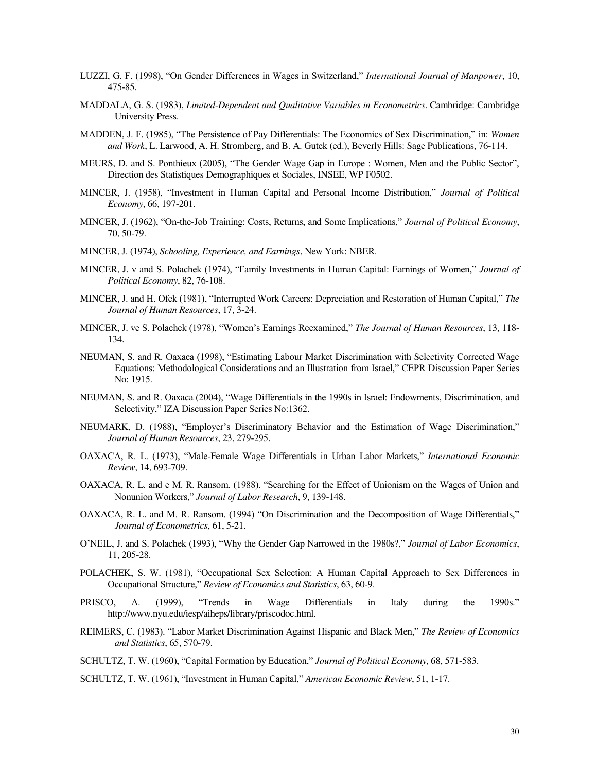LUZZI, G. F. (1998), "On Gender Differences in Wages in Switzerland," *International Journal of Manpower*, 10, 475-85.

MADDALA, G. S. (1983), *Limited-Dependent and Qualitative Variables in Econometrics*. Cambridge: Cambridge University Press.

MADDEN, J. F. (1985), "The Persistence of Pay Differentials: The Economics of Sex Discrimination," in: *Women and Work*, L. Larwood, A. H. Stromberg, and B. A. Gutek (ed.), Beverly Hills: Sage Publications, 76-114.

MEURS, D. and S. Ponthieux (2005), "The Gender Wage Gap in Europe : Women, Men and the Public Sector", Direction des Statistiques Demographiques et Sociales, INSEE, WP F0502.

MINCER, J. (1958), "Investment in Human Capital and Personal Income Distribution," *Journal of Political Economy*, 66, 197-201.

MINCER, J. (1962), "On-the-Job Training: Costs, Returns, and Some Implications," *Journal of Political Economy*, 70, 50-79.

MINCER, J. (1974), *Schooling, Experience, and Earnings*, New York: NBER.

MINCER, J. v and S. Polachek (1974), "Family Investments in Human Capital: Earnings of Women," *Journal of Political Economy*, 82, 76-108.

MINCER, J. and H. Ofek (1981), "Interrupted Work Careers: Depreciation and Restoration of Human Capital," *The Journal of Human Resources*, 17, 3-24.

MINCER, J. ve S. Polachek (1978), "Women's Earnings Reexamined," *The Journal of Human Resources*, 13, 118-134.

NEUMAN, S. and R. Oaxaca (1998), "Estimating Labour Market Discrimination with Selectivity Corrected Wage Equations: Methodological Considerations and an Illustration from Israel," CEPR Discussion Paper Series No: 1915.

NEUMAN, S. and R. Oaxaca (2004), "Wage Differentials in the 1990s in Israel: Endowments, Discrimination, and Selectivity," IZA Discussion Paper Series No:1362.

NEUMARK, D. (1988), "Employer's Discriminatory Behavior and the Estimation of Wage Discrimination," *Journal of Human Resources*, 23, 279-295.

OAXACA, R. L. (1973), "Male-Female Wage Differentials in Urban Labor Markets," *International Economic Review*, 14, 693-709.

OAXACA, R. L. and e M. R. Ransom. (1988). "Searching for the Effect of Unionism on the Wages of Union and Nonunion Workers," *Journal of Labor Research*, 9, 139-148.

OAXACA, R. L. and M. R. Ransom. (1994) "On Discrimination and the Decomposition of Wage Differentials," *Journal of Econometrics*, 61, 5-21.

O'NEIL, J. and S. Polachek (1993), "Why the Gender Gap Narrowed in the 1980s?," *Journal of Labor Economics*, 11, 205-28.

POLACHEK, S. W. (1981), "Occupational Sex Selection: A Human Capital Approach to Sex Differences in Occupational Structure," *Review of Economics and Statistics*, 63, 60-9.

PRISCO, A. (1999), "Trends in Wage Differentials in Italy during the 1990s." http://www.nyu.edu/iesp/aiheps/library/priscodoc.html.

REIMERS, C. (1983). "Labor Market Discrimination Against Hispanic and Black Men," *The Review of Economics and Statistics*, 65, 570-79.

SCHULTZ, T. W. (1960), "Capital Formation by Education," *Journal of Political Economy*, 68, 571-583.

SCHULTZ, T. W. (1961), "Investment in Human Capital," *American Economic Review*, 51, 1-17.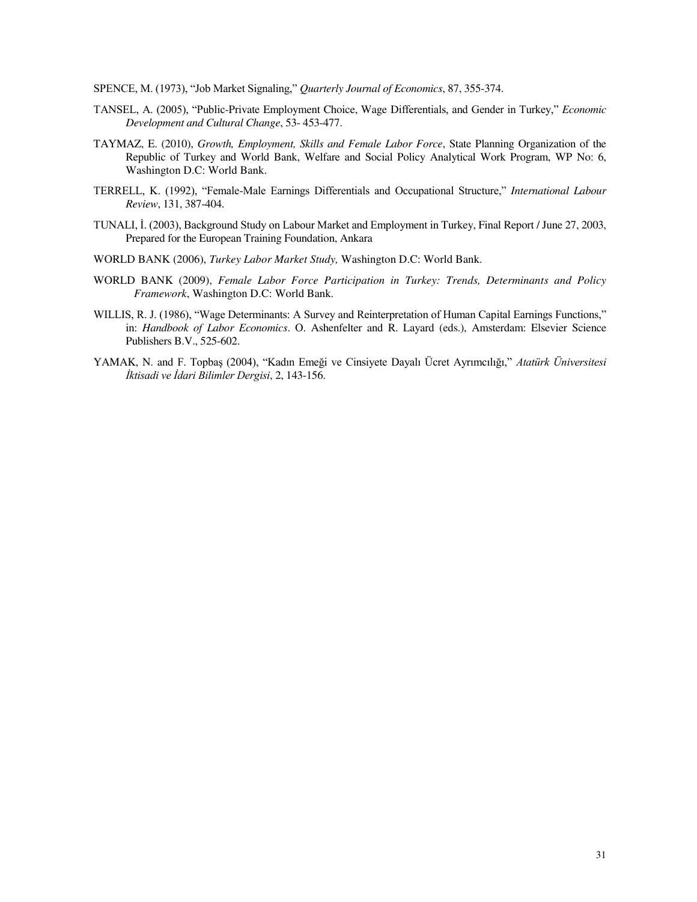SPENCE, M. (1973), "Job Market Signaling," *Quarterly Journal of Economics*, 87, 355-374.

TANSEL, A. (2005), "Public-Private Employment Choice, Wage Differentials, and Gender in Turkey," *Economic Development and Cultural Change*, 53- 453-477.

TAYMAZ, E. (2010), *Growth, Employment, Skills and Female Labor Force*, State Planning Organization of the Republic of Turkey and World Bank, Welfare and Social Policy Analytical Work Program, WP No: 6, Washington D.C: World Bank.

TERRELL, K. (1992), "Female-Male Earnings Differentials and Occupational Structure," *International Labour Review*, 131, 387-404.

TUNALI, İ. (2003), Background Study on Labour Market and Employment in Turkey, Final Report / June 27, 2003, Prepared for the European Training Foundation, Ankara

WORLD BANK (2006), *Turkey Labor Market Study,* Washington D.C: World Bank.

WORLD BANK (2009), *Female Labor Force Participation in Turkey: Trends, Determinants and Policy Framework*, Washington D.C: World Bank.

WILLIS, R. J. (1986), "Wage Determinants: A Survey and Reinterpretation of Human Capital Earnings Functions," in: *Handbook of Labor Economics*. O. Ashenfelter and R. Layard (eds.), Amsterdam: Elsevier Science Publishers B.V., 525-602.

YAMAK, N. and F. Topbaş (2004), "Kadın Emeği ve Cinsiyete Dayalı Ücret Ayrımcılığı," *Atatürk Üniversitesi İktisadi ve İdari Bilimler Dergisi*, 2, 143-156.